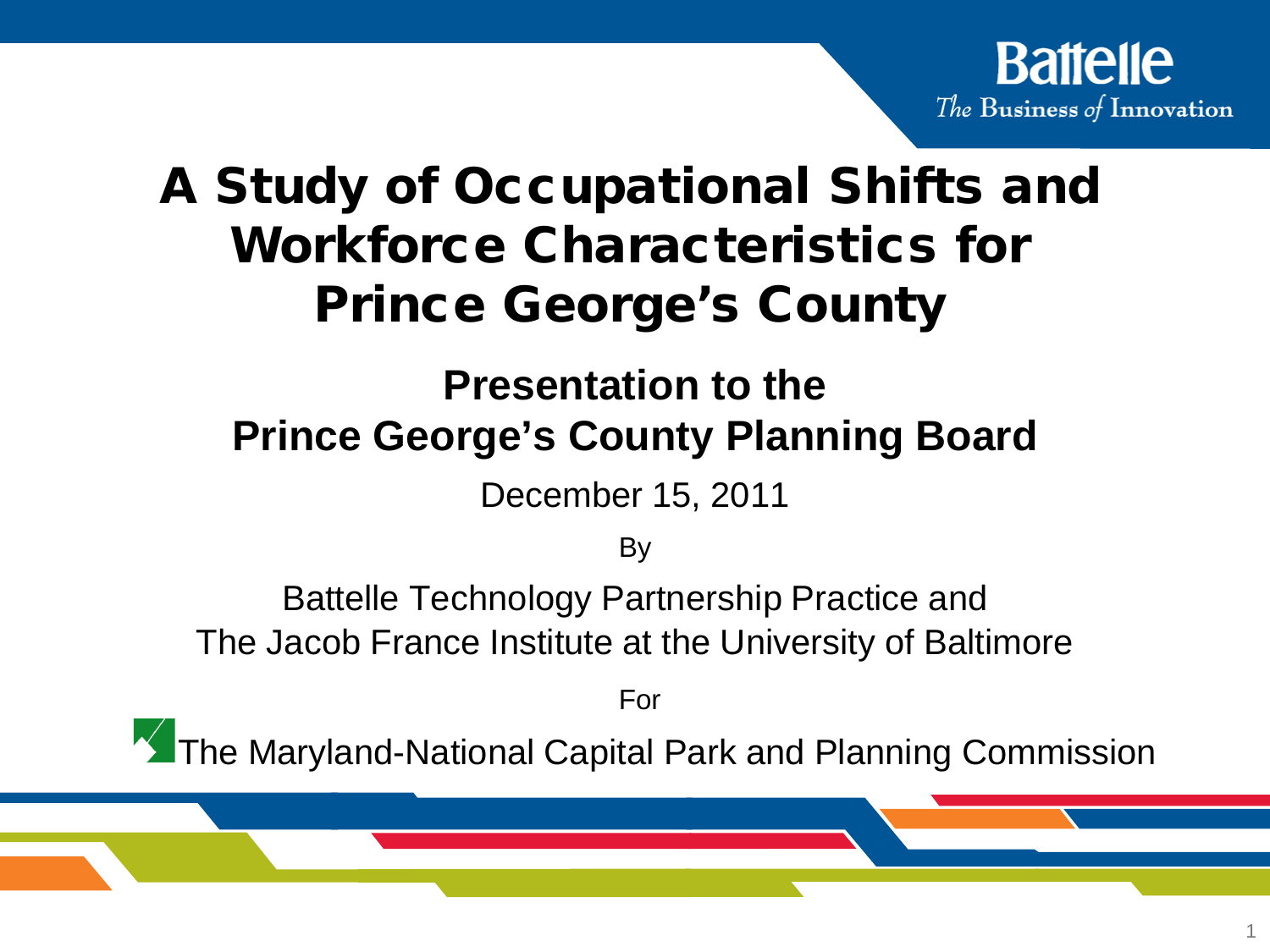Battelle
*The Business of Innovation*

# A Study of Occupational Shifts and Workforce Characteristics for Prince George's County

## Presentation to the Prince George's County Planning Board

December 15, 2011

By

Battelle Technology Partnership Practice and
The Jacob France Institute at the University of Baltimore

For

The Maryland-National Capital Park and Planning Commission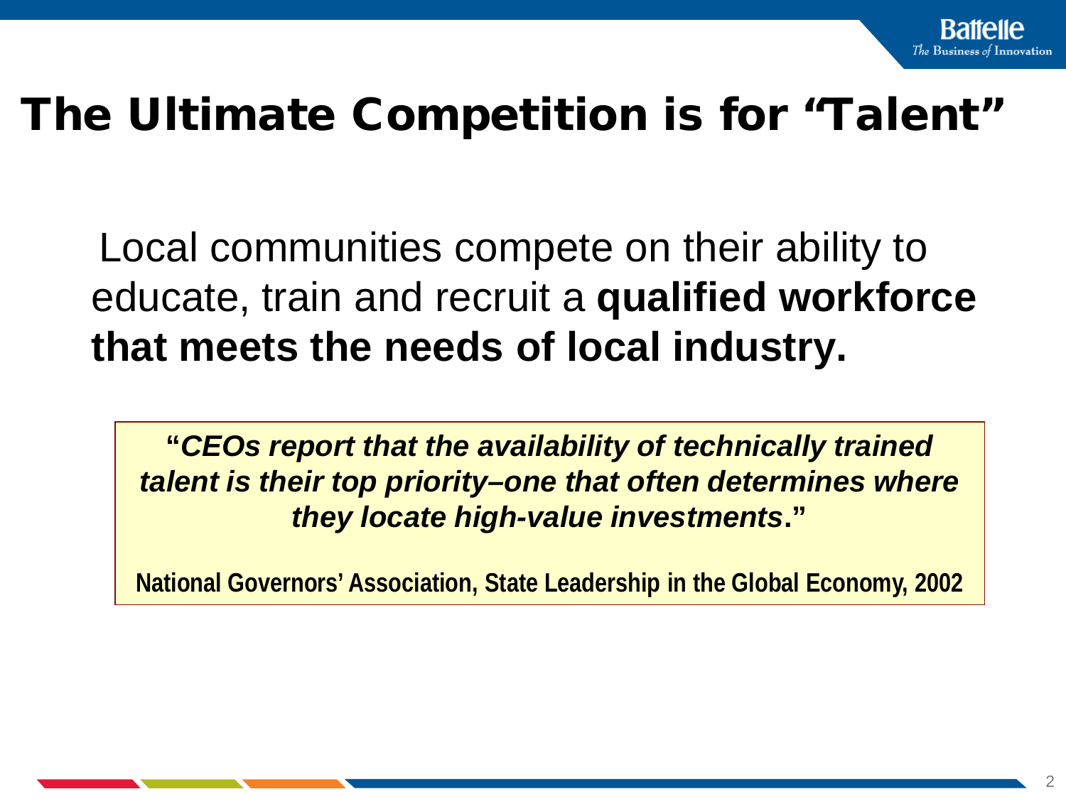# The Ultimate Competition is for "Talent"

Local communities compete on their ability to educate, train and recruit a **qualified workforce that meets the needs of local industry.**

> **"*CEOs report that the availability of technically trained talent is their top priority–one that often determines where they locate high-value investments*."**
>
> **National Governors' Association, State Leadership in the Global Economy, 2002**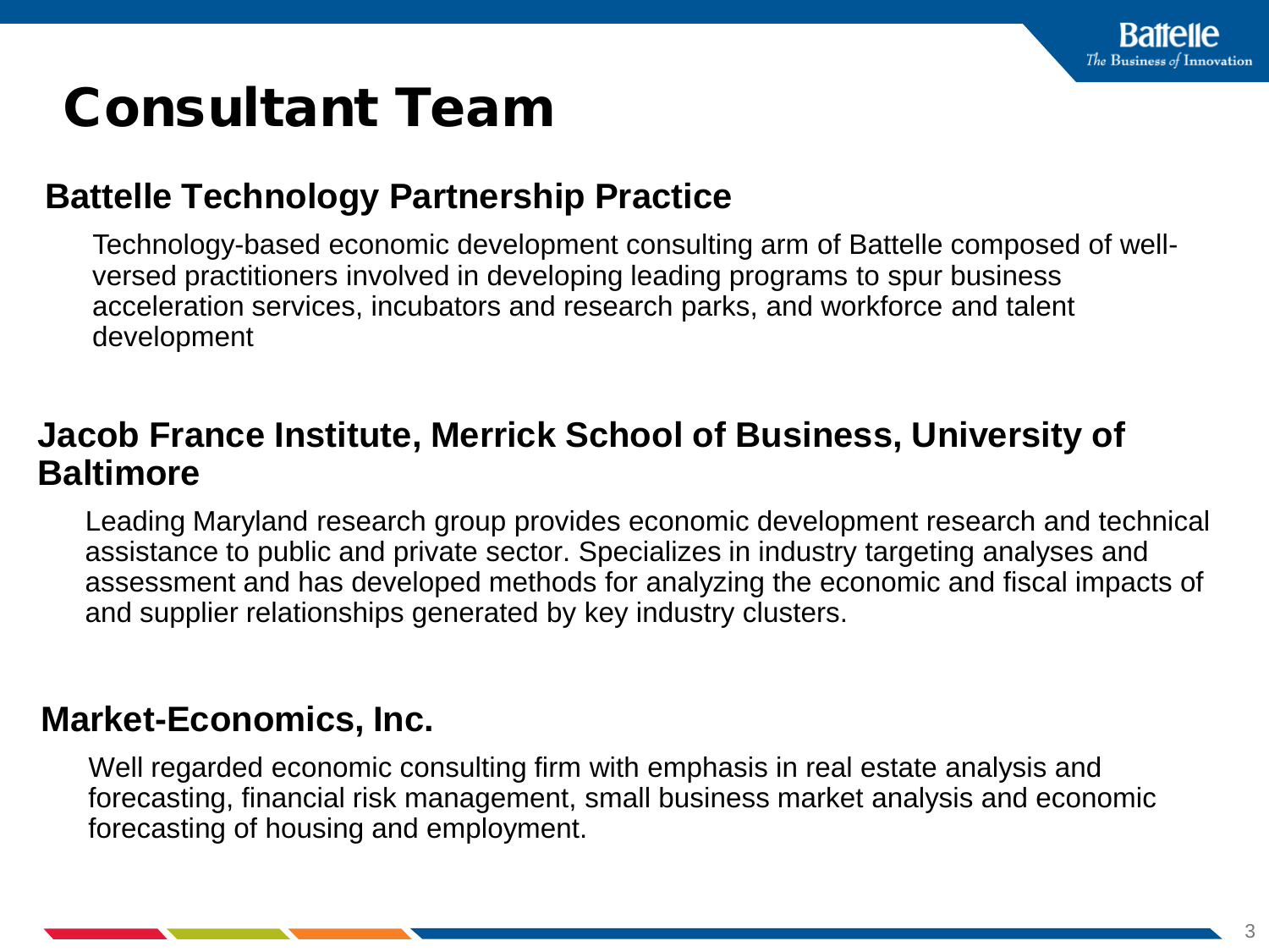# Consultant Team

## Battelle Technology Partnership Practice

Technology-based economic development consulting arm of Battelle composed of well-versed practitioners involved in developing leading programs to spur business acceleration services, incubators and research parks, and workforce and talent development

## Jacob France Institute, Merrick School of Business, University of Baltimore

Leading Maryland research group provides economic development research and technical assistance to public and private sector. Specializes in industry targeting analyses and assessment and has developed methods for analyzing the economic and fiscal impacts of and supplier relationships generated by key industry clusters.

## Market-Economics, Inc.

Well regarded economic consulting firm with emphasis in real estate analysis and forecasting, financial risk management, small business market analysis and economic forecasting of housing and employment.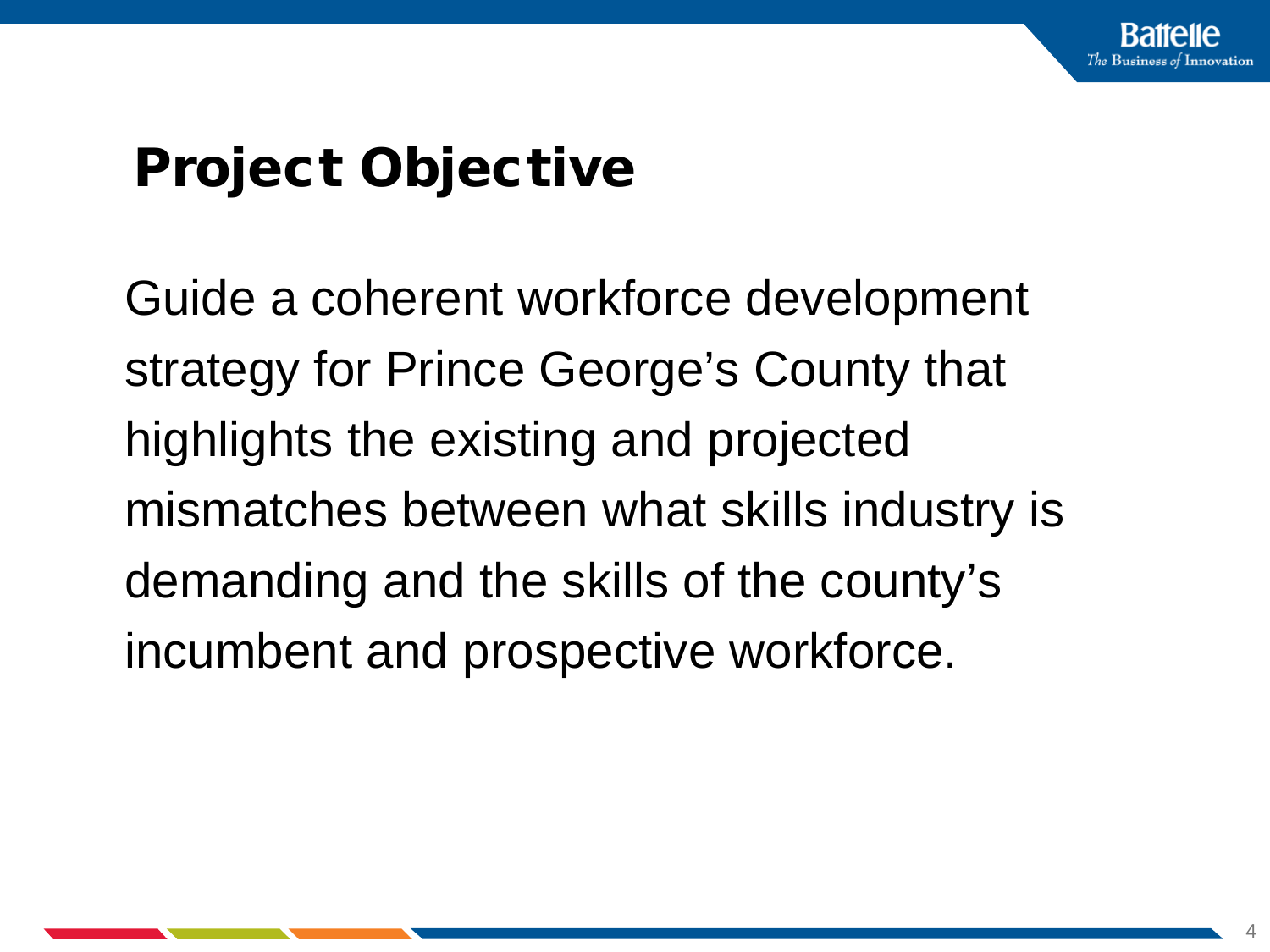# Project Objective

Guide a coherent workforce development strategy for Prince George's County that highlights the existing and projected mismatches between what skills industry is demanding and the skills of the county's incumbent and prospective workforce.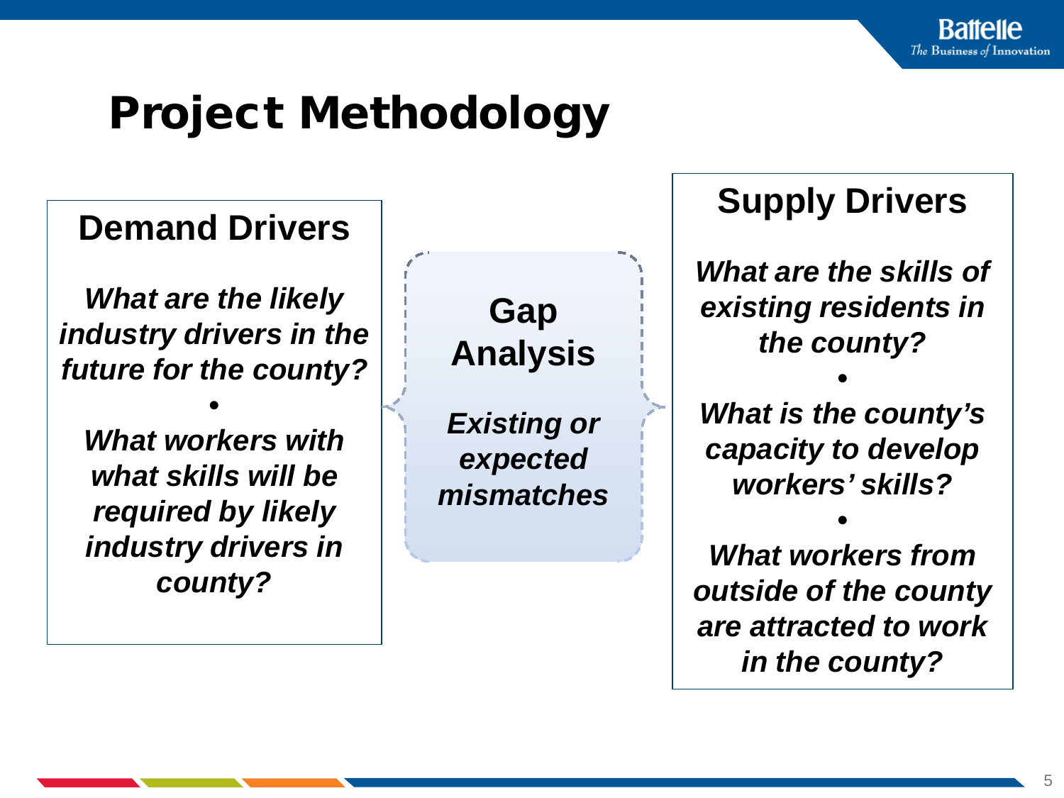# Project Methodology

## Demand Drivers

***What are the likely industry drivers in the future for the county?***

•

***What workers with what skills will be required by likely industry drivers in county?***

## Gap Analysis

***Existing or expected mismatches***

## Supply Drivers

***What are the skills of existing residents in the county?***

•

***What is the county's capacity to develop workers' skills?***

•

***What workers from outside of the county are attracted to work in the county?***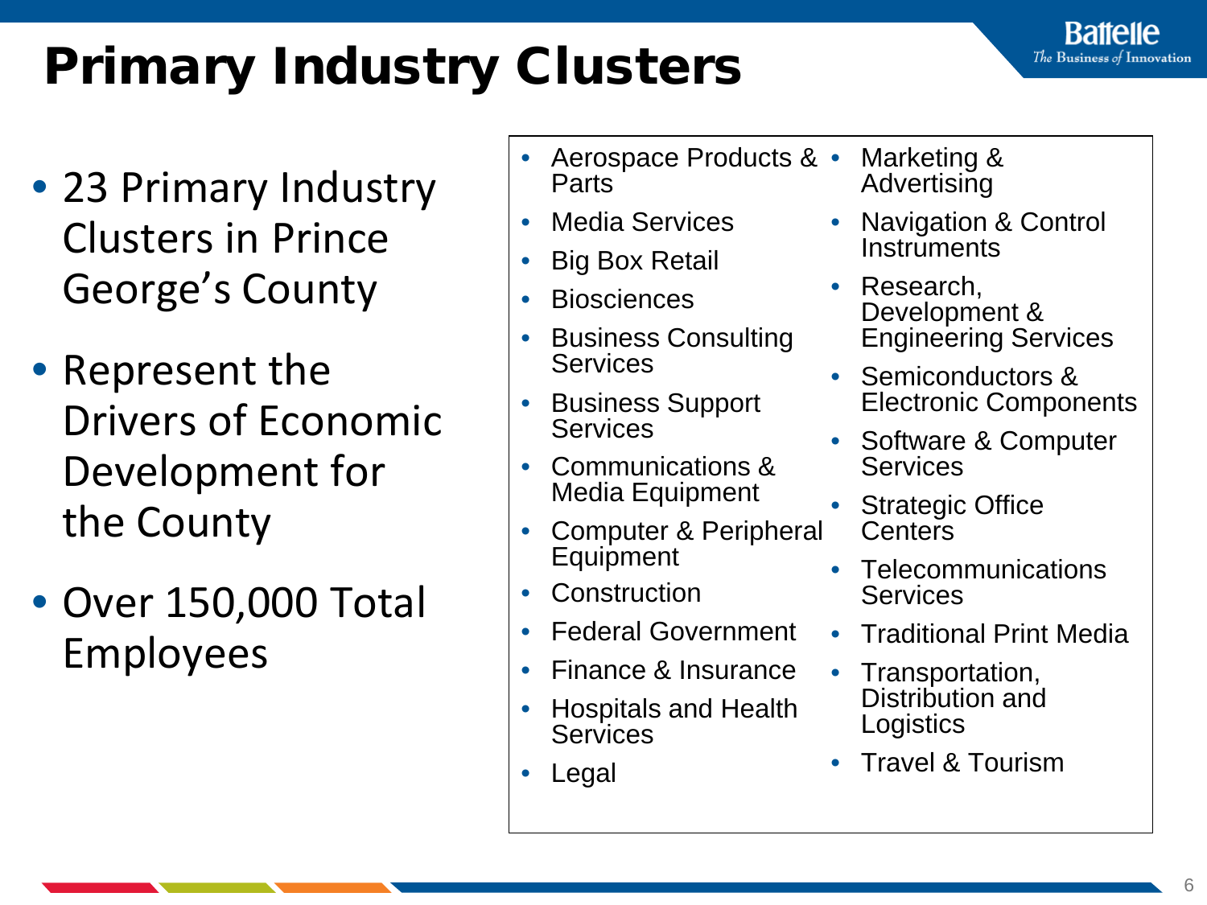# Primary Industry Clusters

- 23 Primary Industry Clusters in Prince George's County
- Represent the Drivers of Economic Development for the County
- Over 150,000 Total Employees

- Aerospace Products & Parts
- Media Services
- Big Box Retail
- Biosciences
- Business Consulting Services
- Business Support Services
- Communications & Media Equipment
- Computer & Peripheral Equipment
- Construction
- Federal Government
- Finance & Insurance
- Hospitals and Health Services
- Legal
- Marketing & Advertising
- Navigation & Control Instruments
- Research, Development & Engineering Services
- Semiconductors & Electronic Components
- Software & Computer Services
- Strategic Office Centers
- Telecommunications Services
- Traditional Print Media
- Transportation, Distribution and Logistics
- Travel & Tourism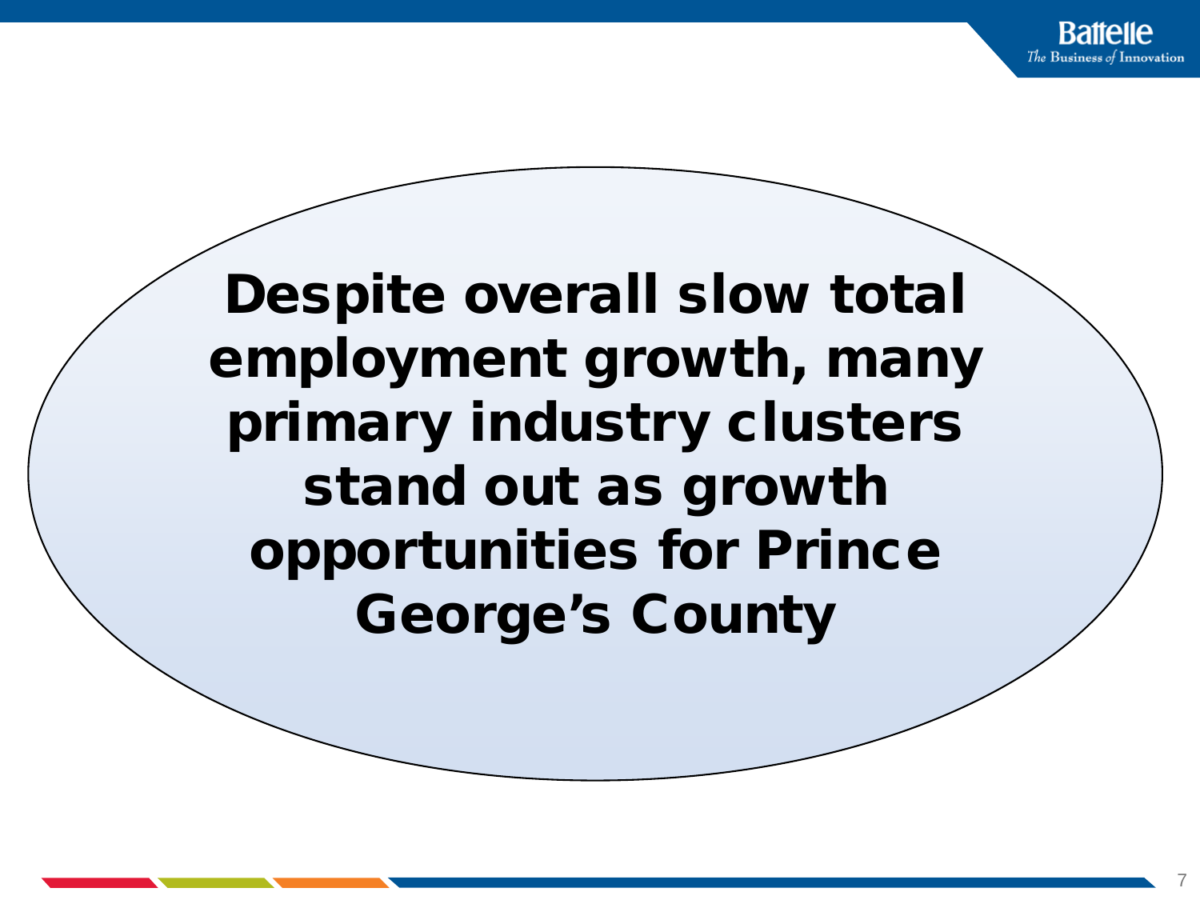**Despite overall slow total employment growth, many primary industry clusters stand out as growth opportunities for Prince George's County**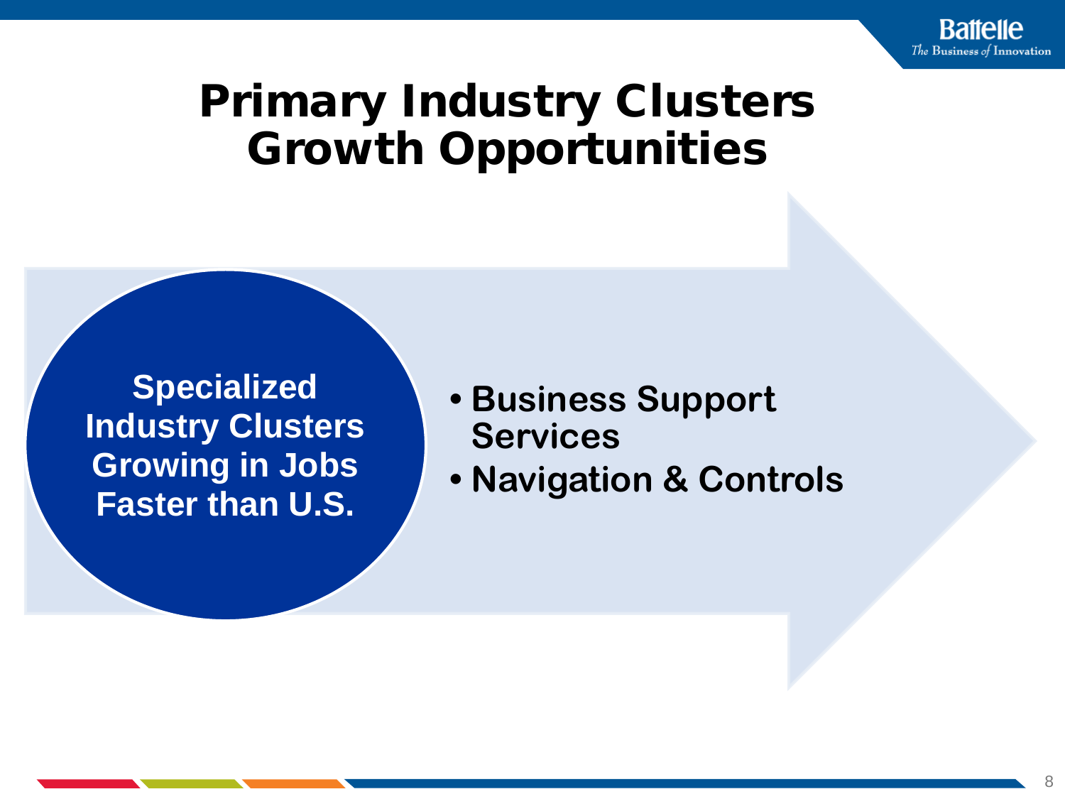# Primary Industry Clusters Growth Opportunities

**Specialized Industry Clusters Growing in Jobs Faster than U.S.**

- **Business Support Services**
- **Navigation & Controls**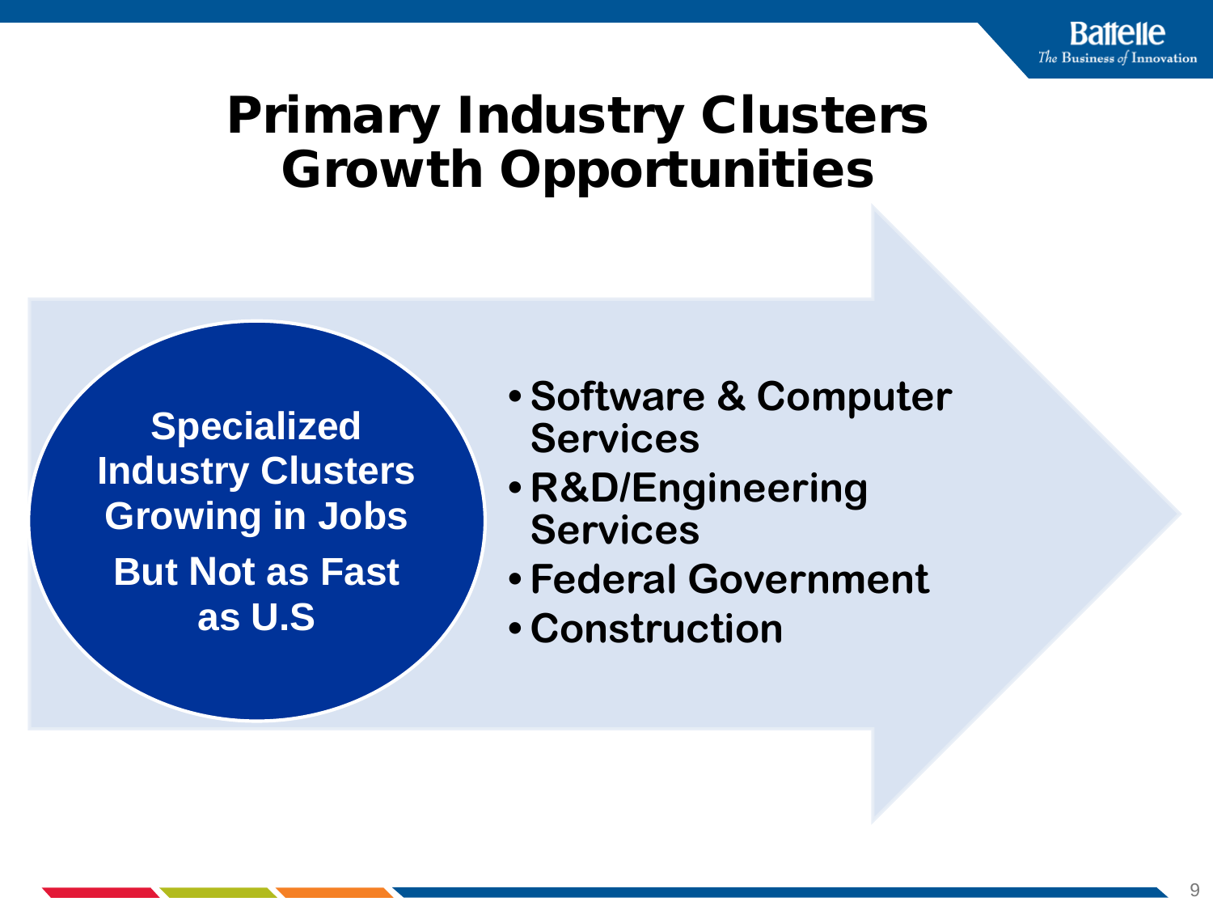# Primary Industry Clusters Growth Opportunities

**Specialized Industry Clusters Growing in Jobs**

**But Not as Fast as U.S**

- **Software & Computer Services**
- **R&D/Engineering Services**
- **Federal Government**
- **Construction**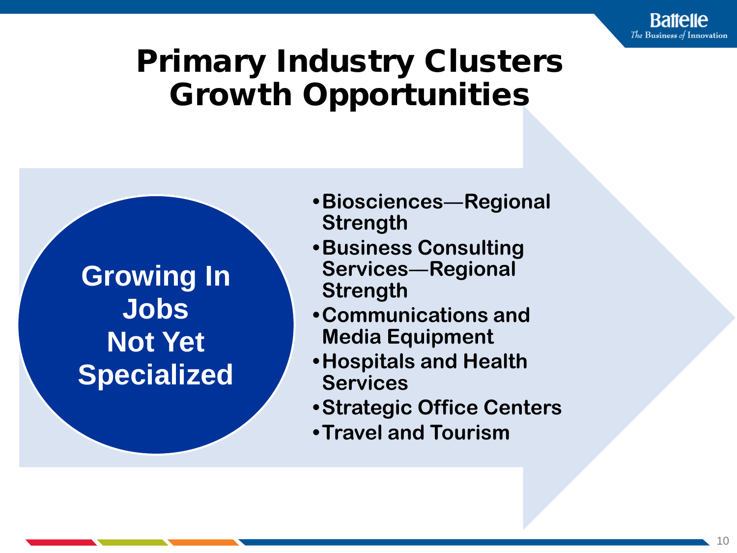# Primary Industry Clusters Growth Opportunities

**Growing In Jobs Not Yet Specialized**

- Biosciences—Regional Strength
- Business Consulting Services—Regional Strength
- Communications and Media Equipment
- Hospitals and Health Services
- Strategic Office Centers
- Travel and Tourism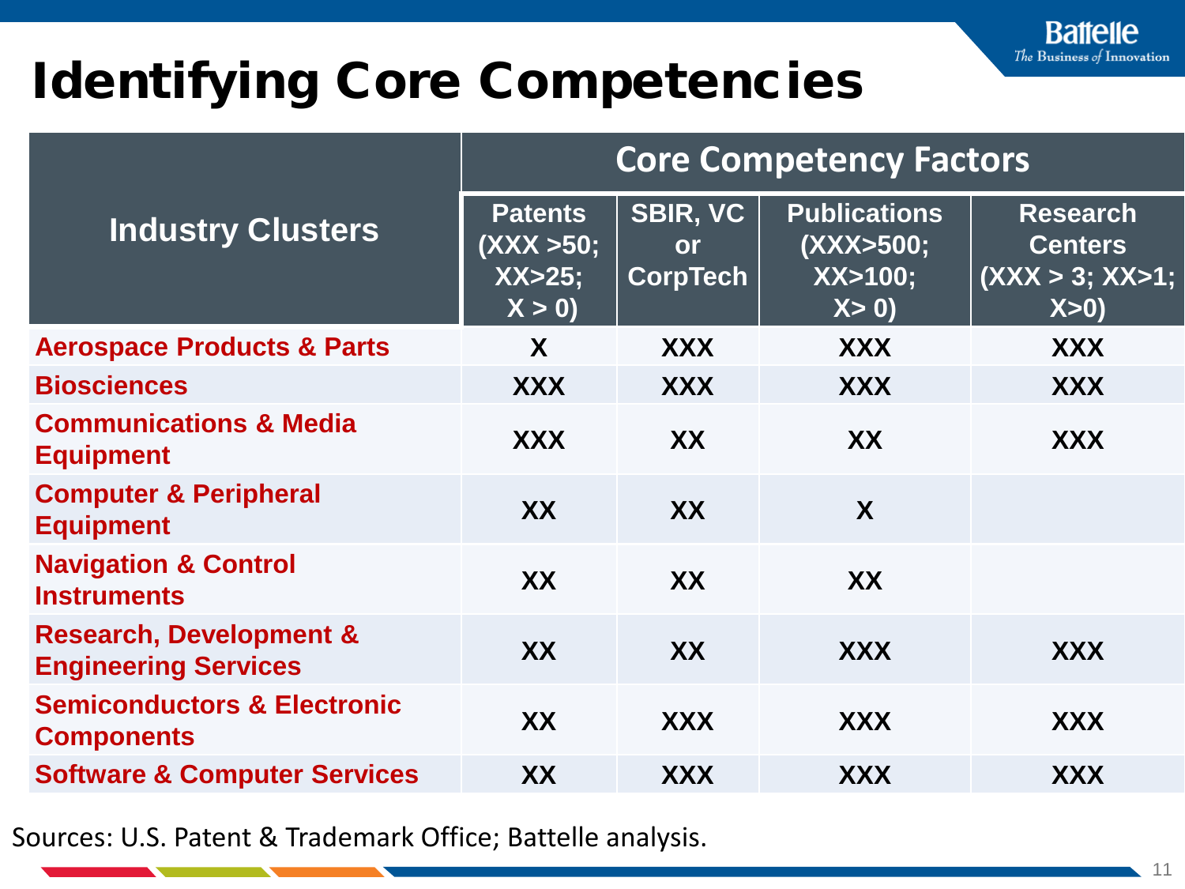# Identifying Core Competencies

| Industry Clusters | Core Competency Factors | | | |
|---|---|---|---|---|
| | Patents (XXX >50; XX>25; X > 0) | SBIR, VC or CorpTech | Publications (XXX>500; XX>100; X> 0) | Research Centers (XXX > 3; XX>1; X>0) |
| **Aerospace Products & Parts** | X | XXX | XXX | XXX |
| **Biosciences** | XXX | XXX | XXX | XXX |
| **Communications & Media Equipment** | XXX | XX | XX | XXX |
| **Computer & Peripheral Equipment** | XX | XX | X | |
| **Navigation & Control Instruments** | XX | XX | XX | |
| **Research, Development & Engineering Services** | XX | XX | XXX | XXX |
| **Semiconductors & Electronic Components** | XX | XXX | XXX | XXX |
| **Software & Computer Services** | XX | XXX | XXX | XXX |

Sources: U.S. Patent & Trademark Office; Battelle analysis.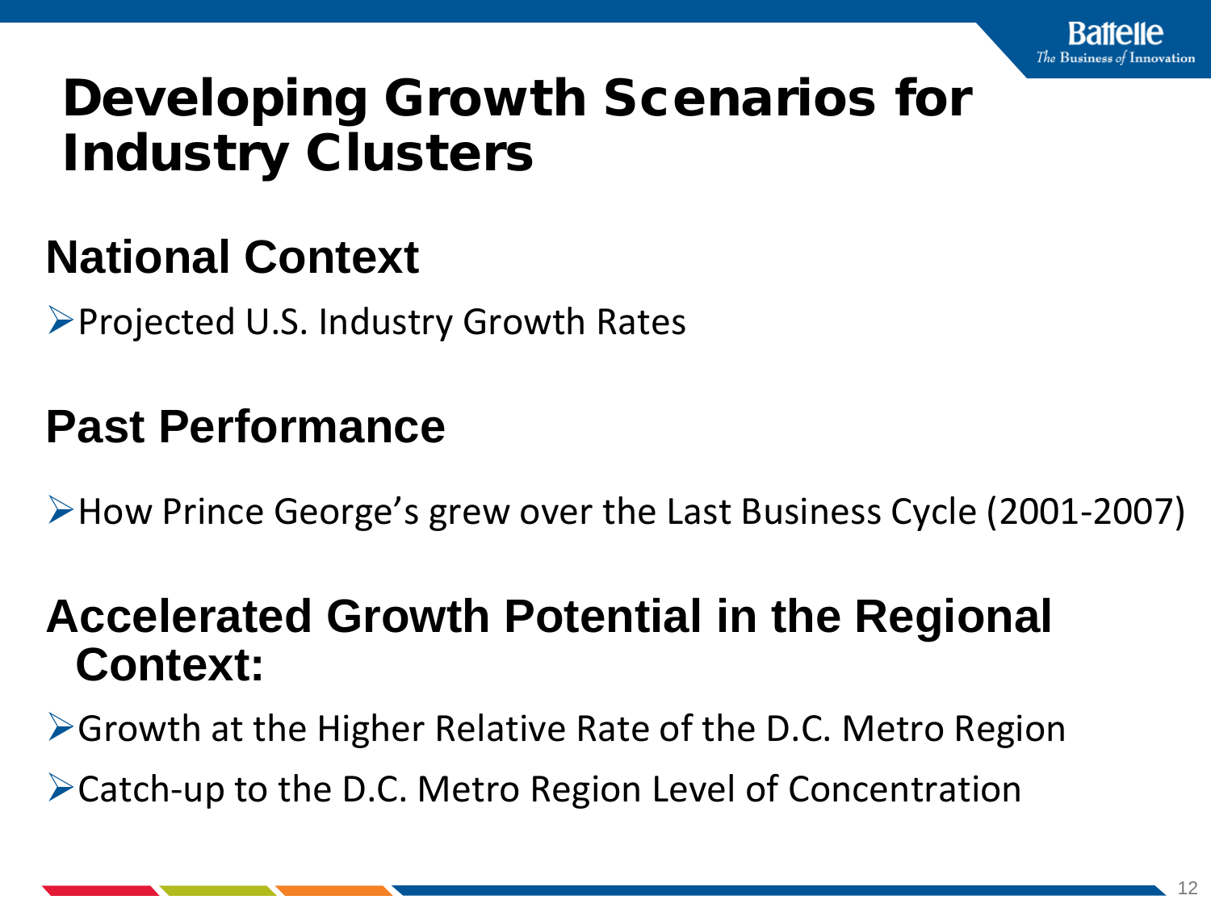# Developing Growth Scenarios for Industry Clusters

## National Context

- Projected U.S. Industry Growth Rates

## Past Performance

- How Prince George's grew over the Last Business Cycle (2001-2007)

## Accelerated Growth Potential in the Regional Context:

- Growth at the Higher Relative Rate of the D.C. Metro Region
- Catch-up to the D.C. Metro Region Level of Concentration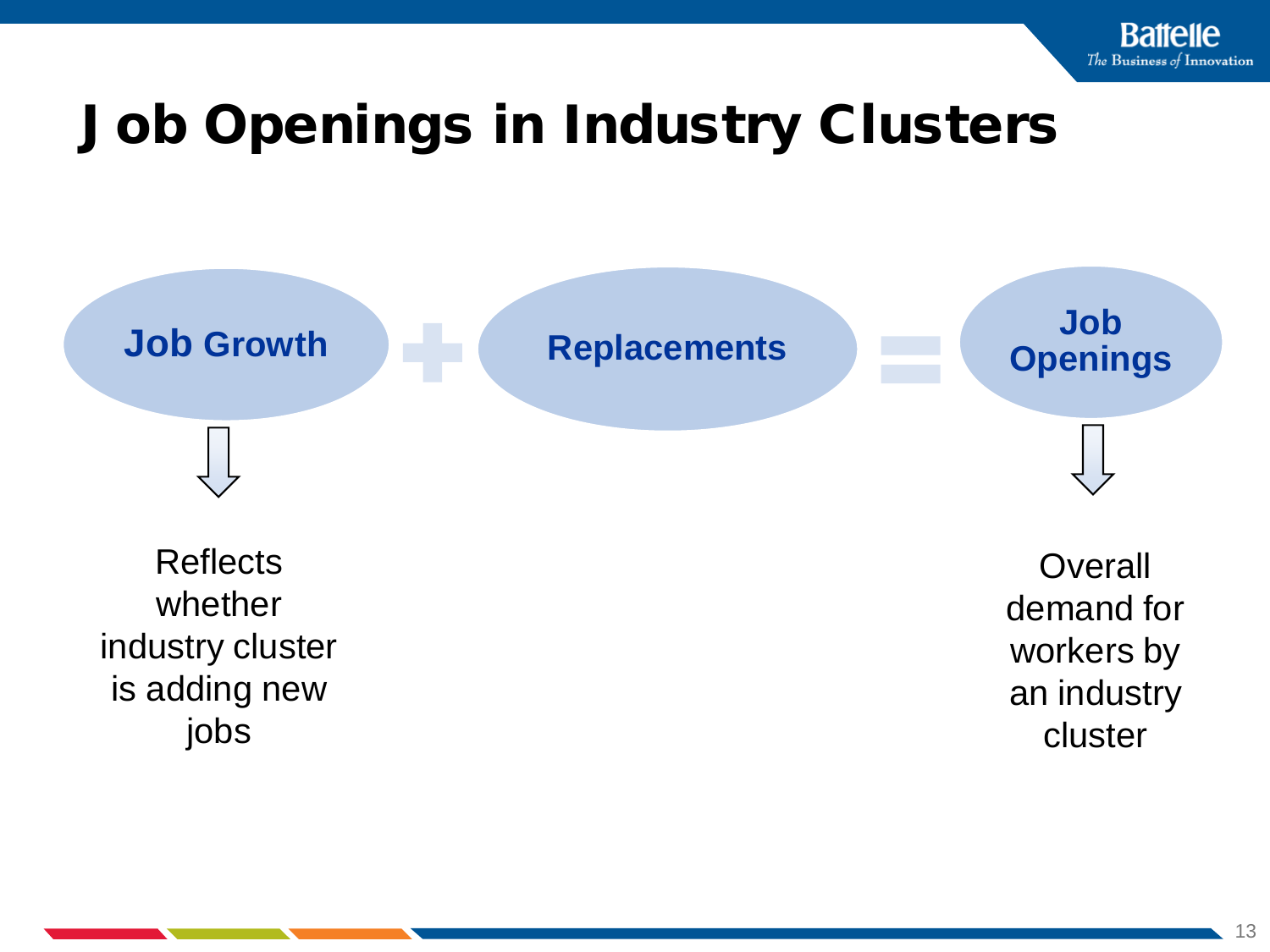# Job Openings in Industry Clusters

**Job Growth** + **Replacements** = **Job Openings**

Job Growth: Reflects whether industry cluster is adding new jobs

Job Openings: Overall demand for workers by an industry cluster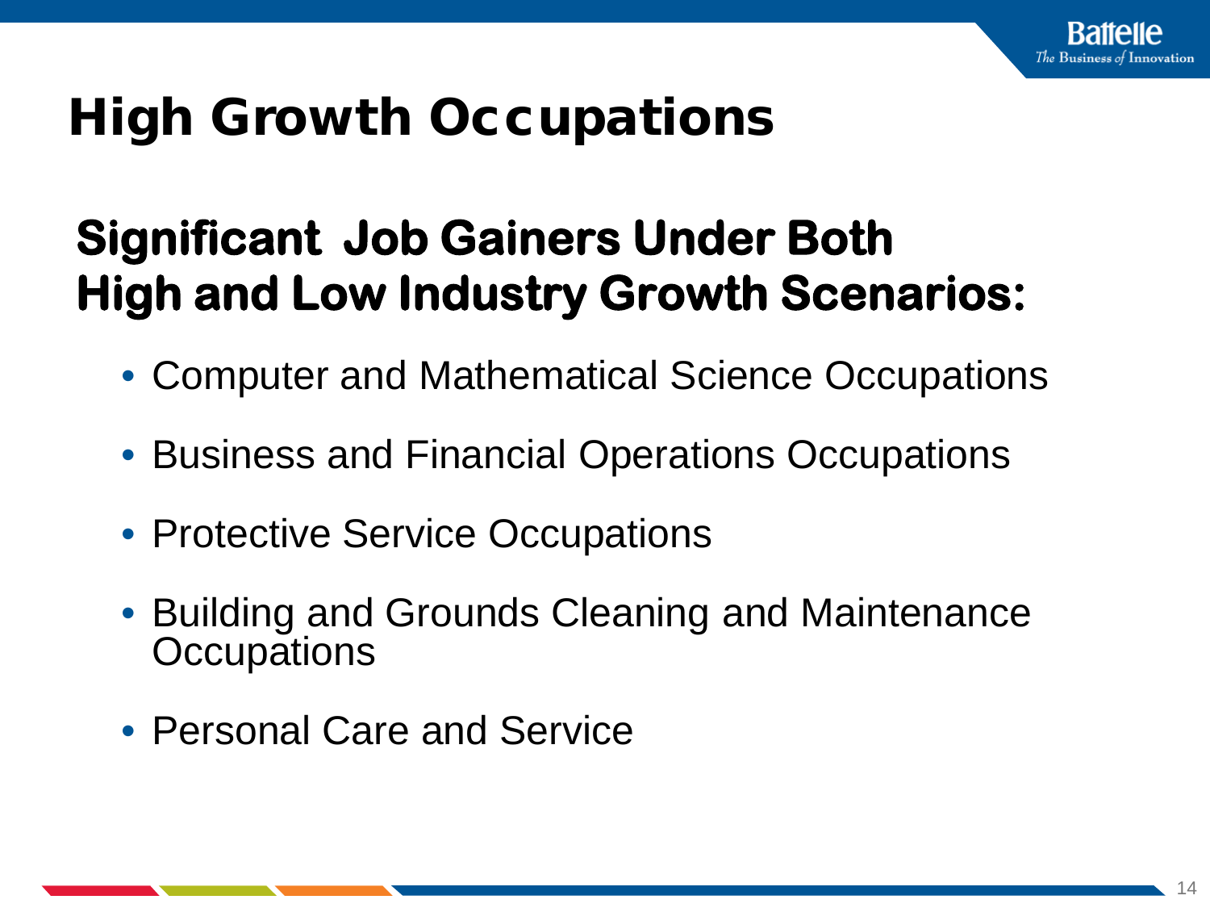# High Growth Occupations

## Significant Job Gainers Under Both High and Low Industry Growth Scenarios:

- Computer and Mathematical Science Occupations
- Business and Financial Operations Occupations
- Protective Service Occupations
- Building and Grounds Cleaning and Maintenance Occupations
- Personal Care and Service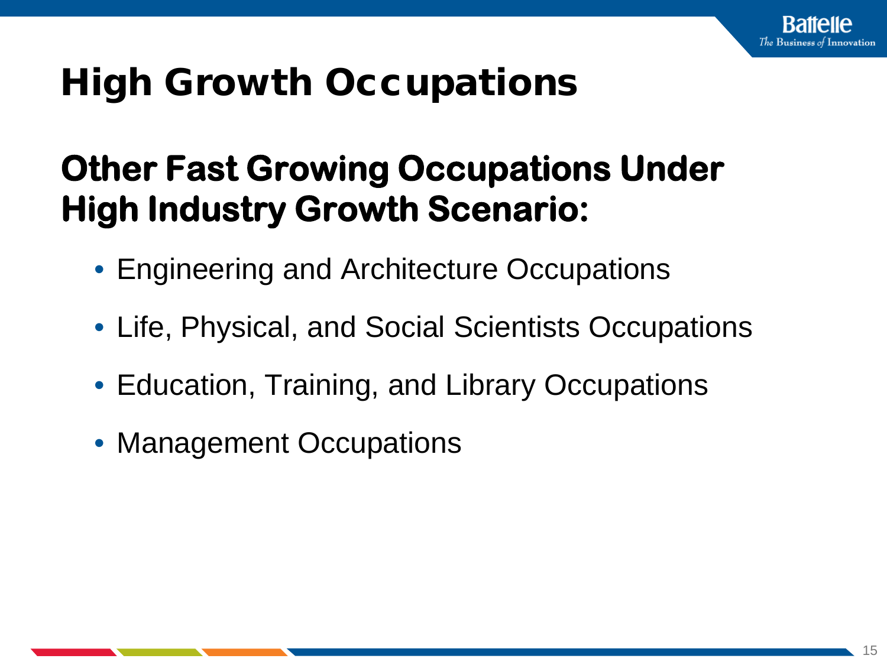# High Growth Occupations

## Other Fast Growing Occupations Under High Industry Growth Scenario:

- Engineering and Architecture Occupations
- Life, Physical, and Social Scientists Occupations
- Education, Training, and Library Occupations
- Management Occupations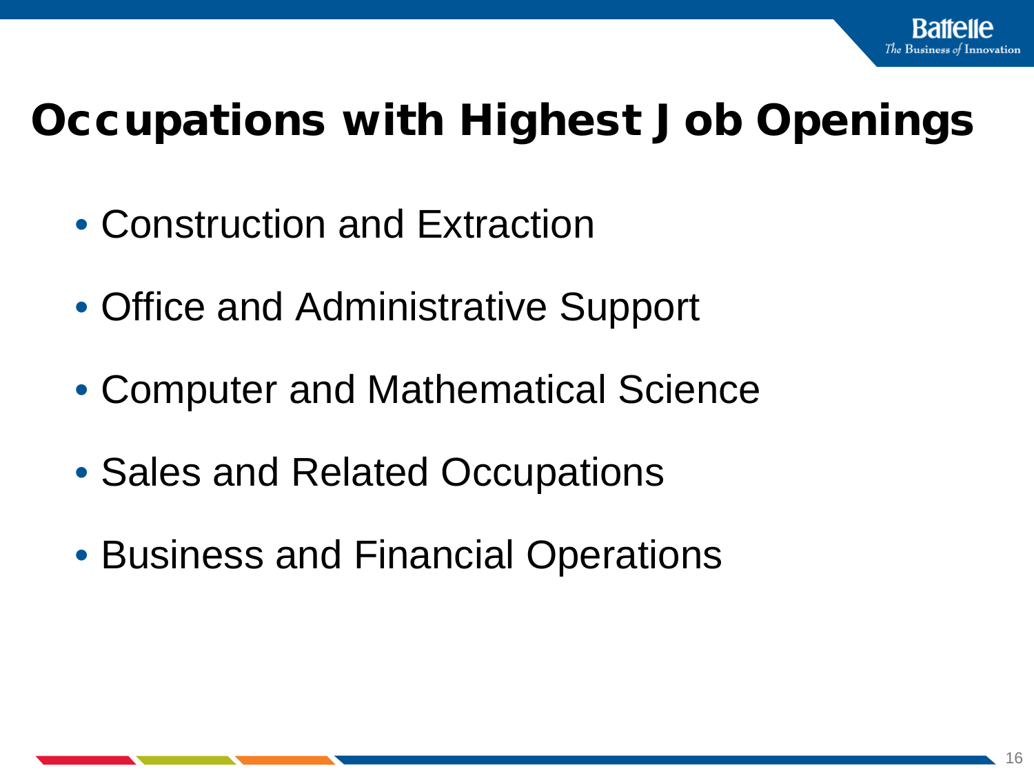# Occupations with Highest Job Openings

- Construction and Extraction
- Office and Administrative Support
- Computer and Mathematical Science
- Sales and Related Occupations
- Business and Financial Operations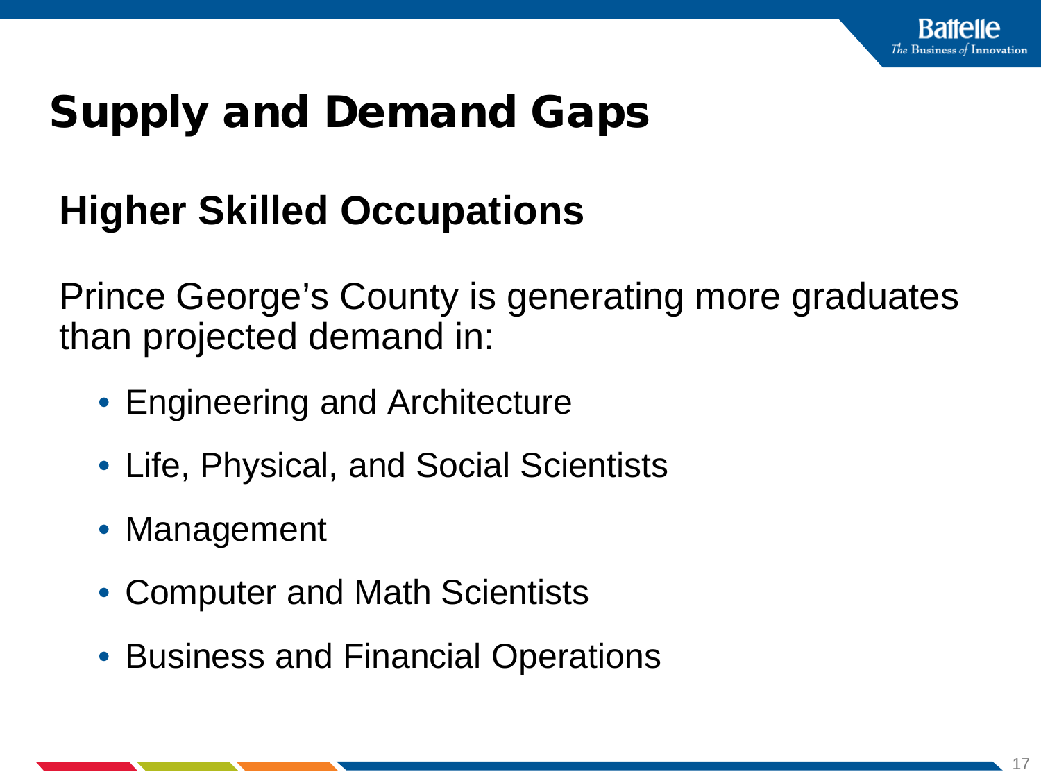# Supply and Demand Gaps

## Higher Skilled Occupations

Prince George's County is generating more graduates than projected demand in:

- Engineering and Architecture
- Life, Physical, and Social Scientists
- Management
- Computer and Math Scientists
- Business and Financial Operations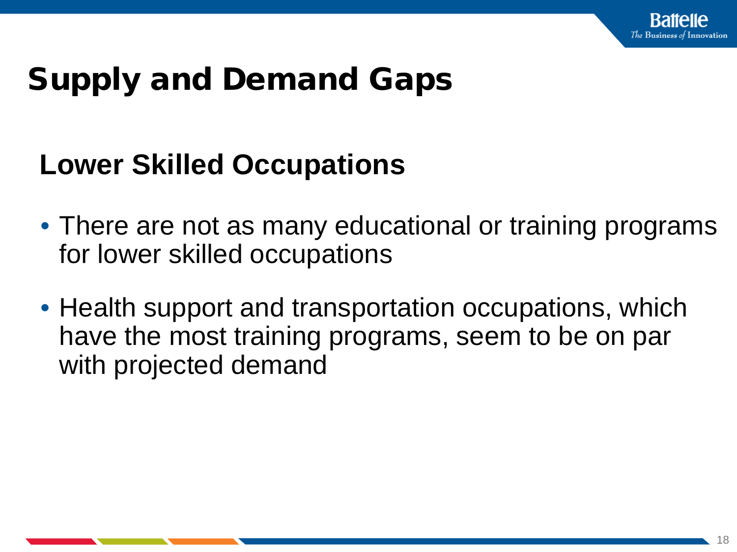# Supply and Demand Gaps

## Lower Skilled Occupations

- There are not as many educational or training programs for lower skilled occupations
- Health support and transportation occupations, which have the most training programs, seem to be on par with projected demand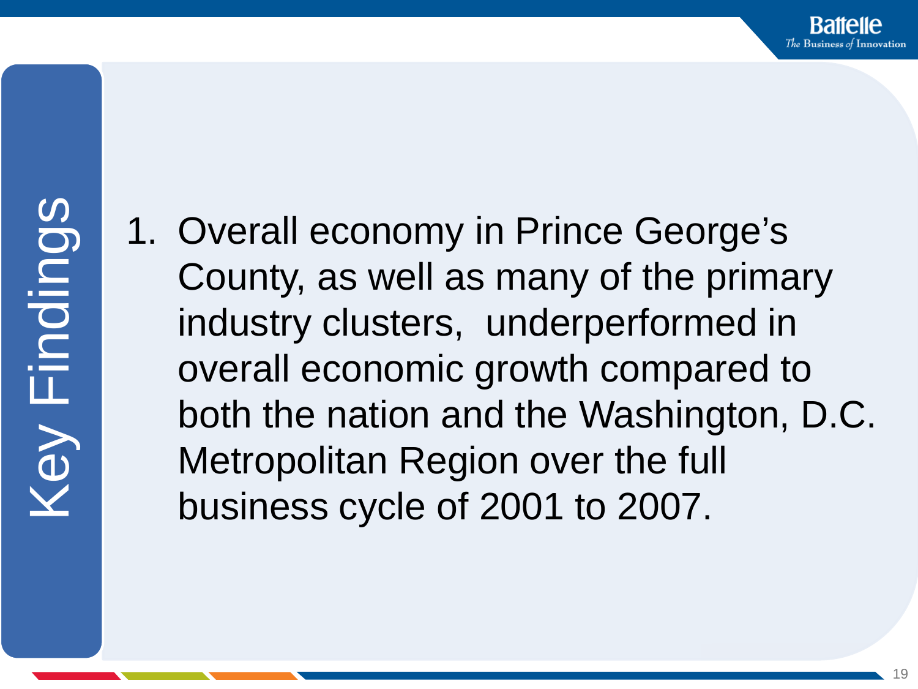# Key Findings

1. Overall economy in Prince George's County, as well as many of the primary industry clusters, underperformed in overall economic growth compared to both the nation and the Washington, D.C. Metropolitan Region over the full business cycle of 2001 to 2007.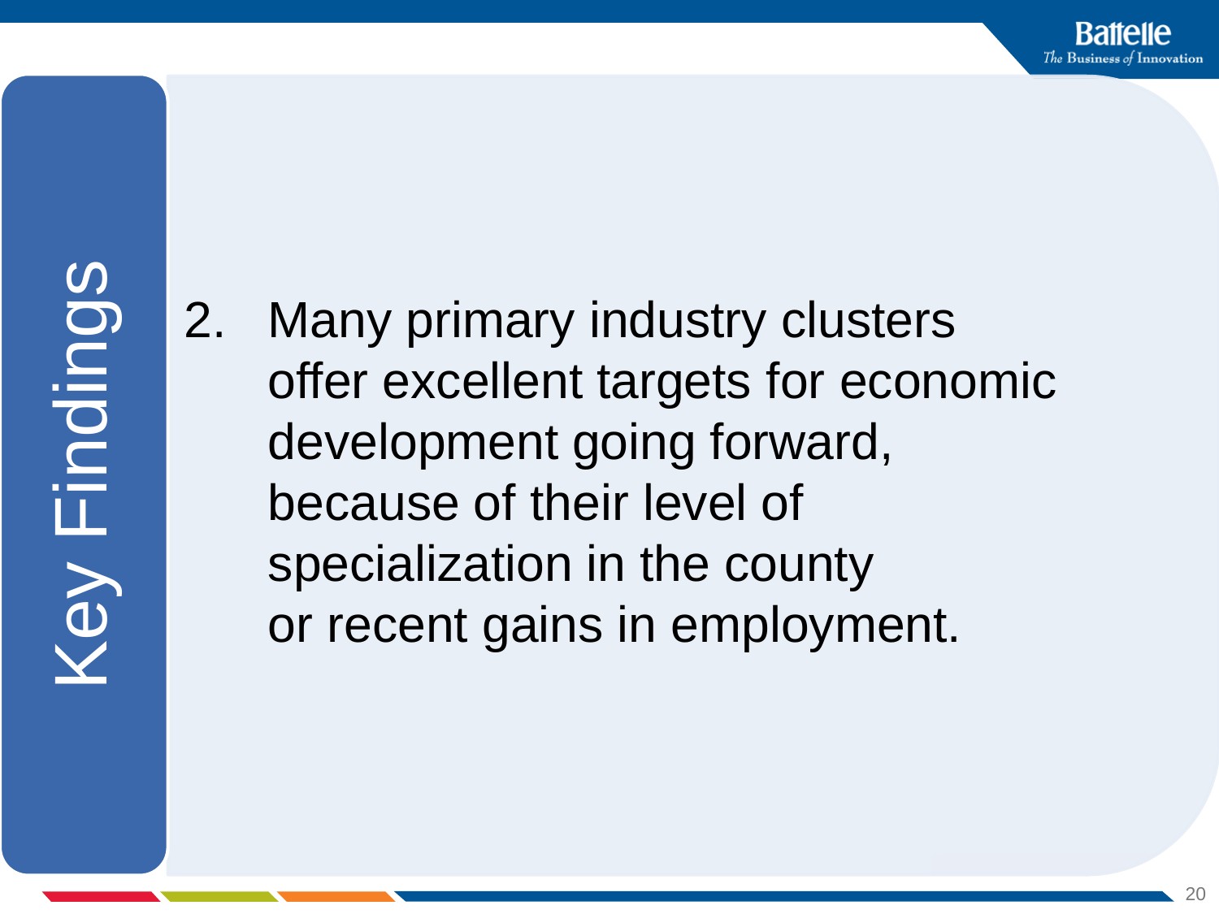# Key Findings

2. Many primary industry clusters offer excellent targets for economic development going forward, because of their level of specialization in the county or recent gains in employment.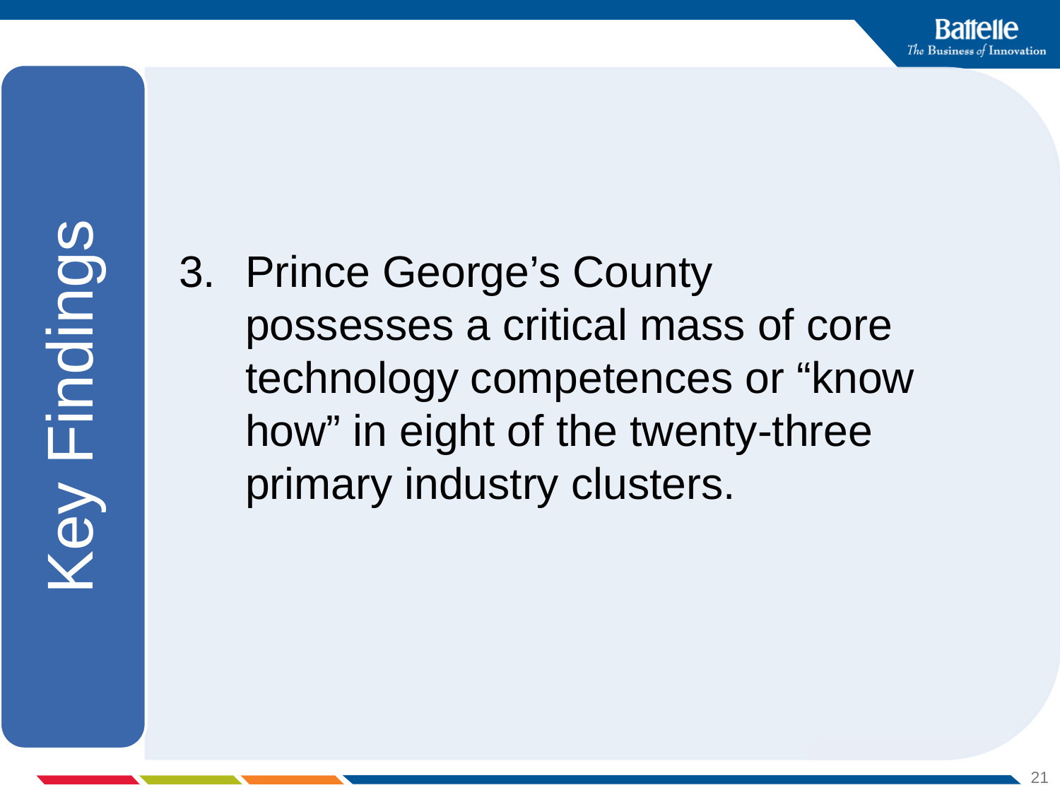# Key Findings

3. Prince George's County possesses a critical mass of core technology competences or "know how" in eight of the twenty-three primary industry clusters.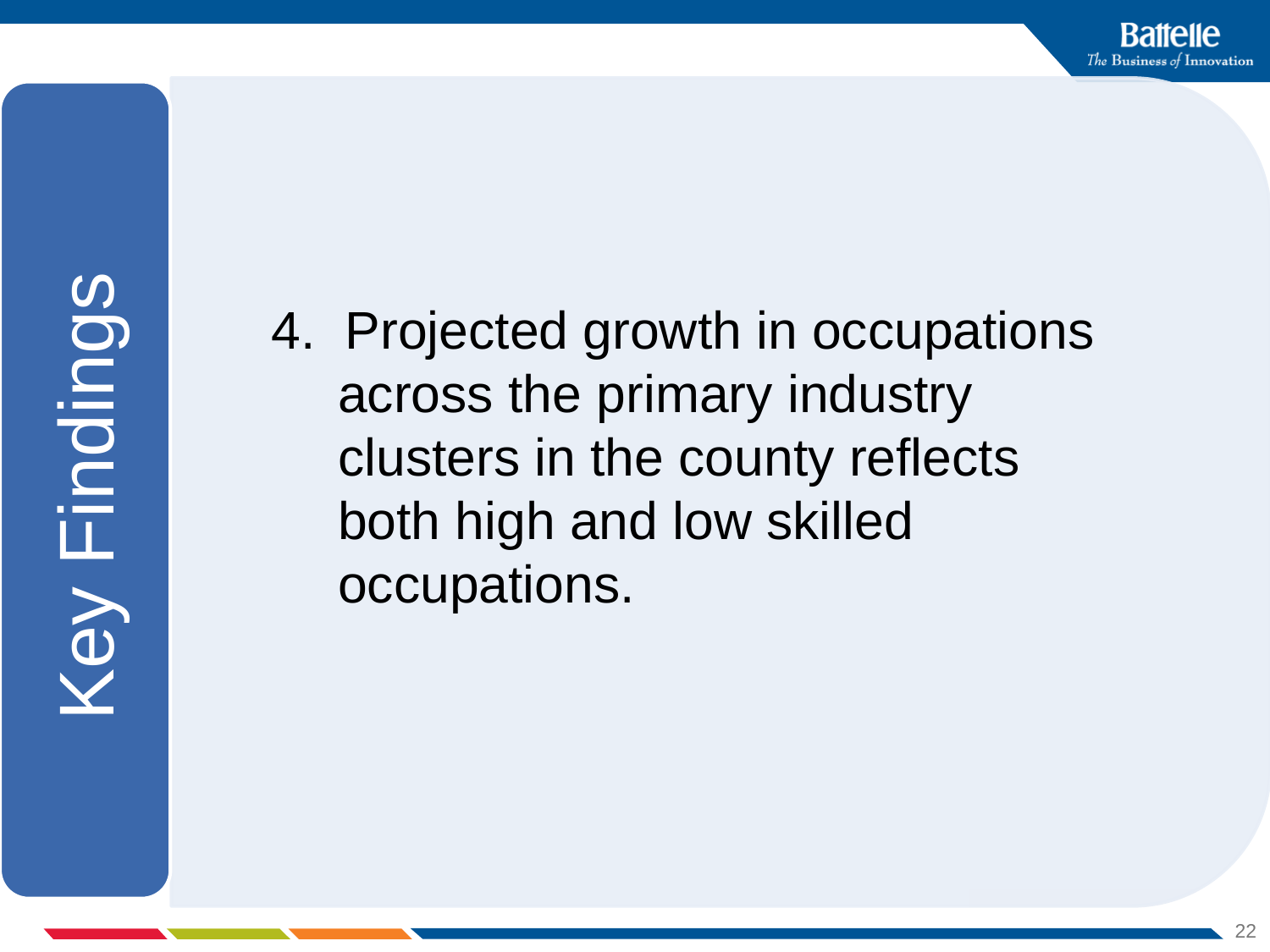# Key Findings

4. Projected growth in occupations across the primary industry clusters in the county reflects both high and low skilled occupations.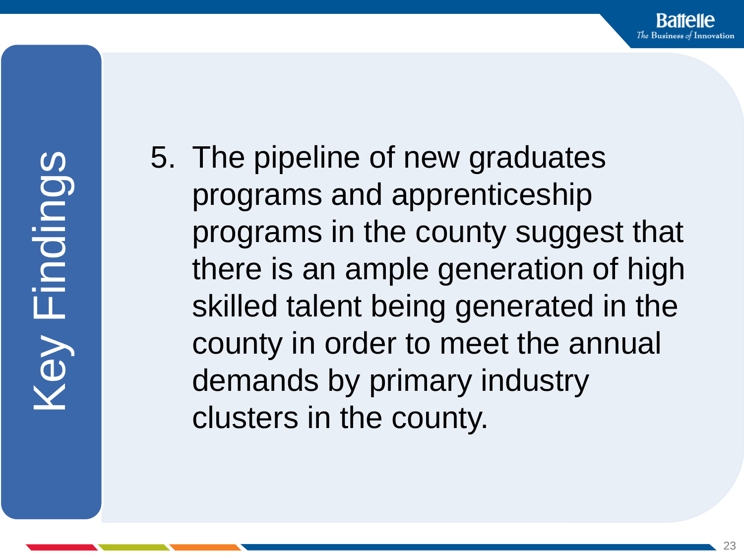# Key Findings

5. The pipeline of new graduates programs and apprenticeship programs in the county suggest that there is an ample generation of high skilled talent being generated in the county in order to meet the annual demands by primary industry clusters in the county.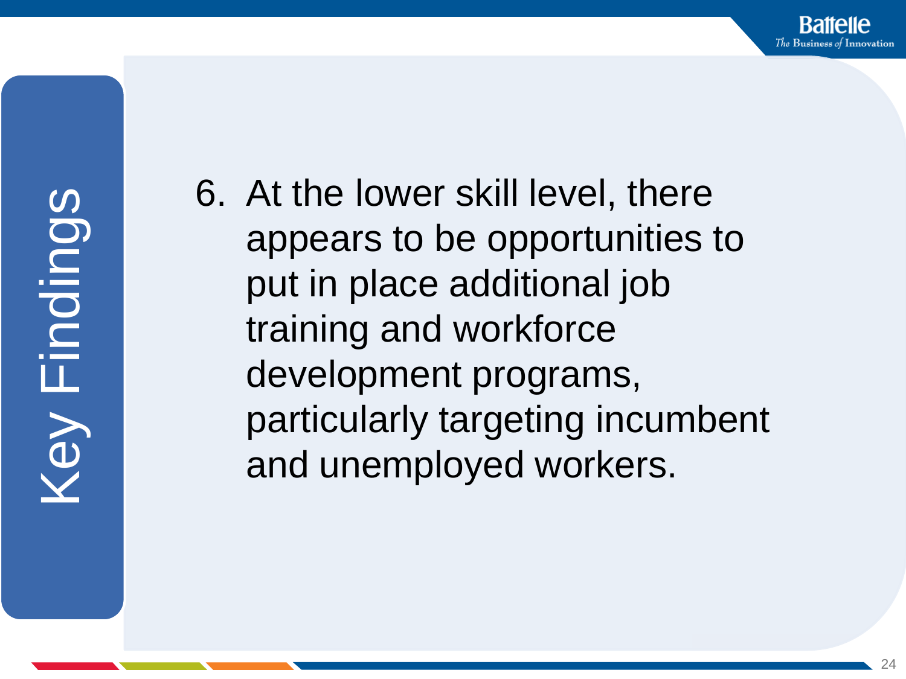# Key Findings

6. At the lower skill level, there appears to be opportunities to put in place additional job training and workforce development programs, particularly targeting incumbent and unemployed workers.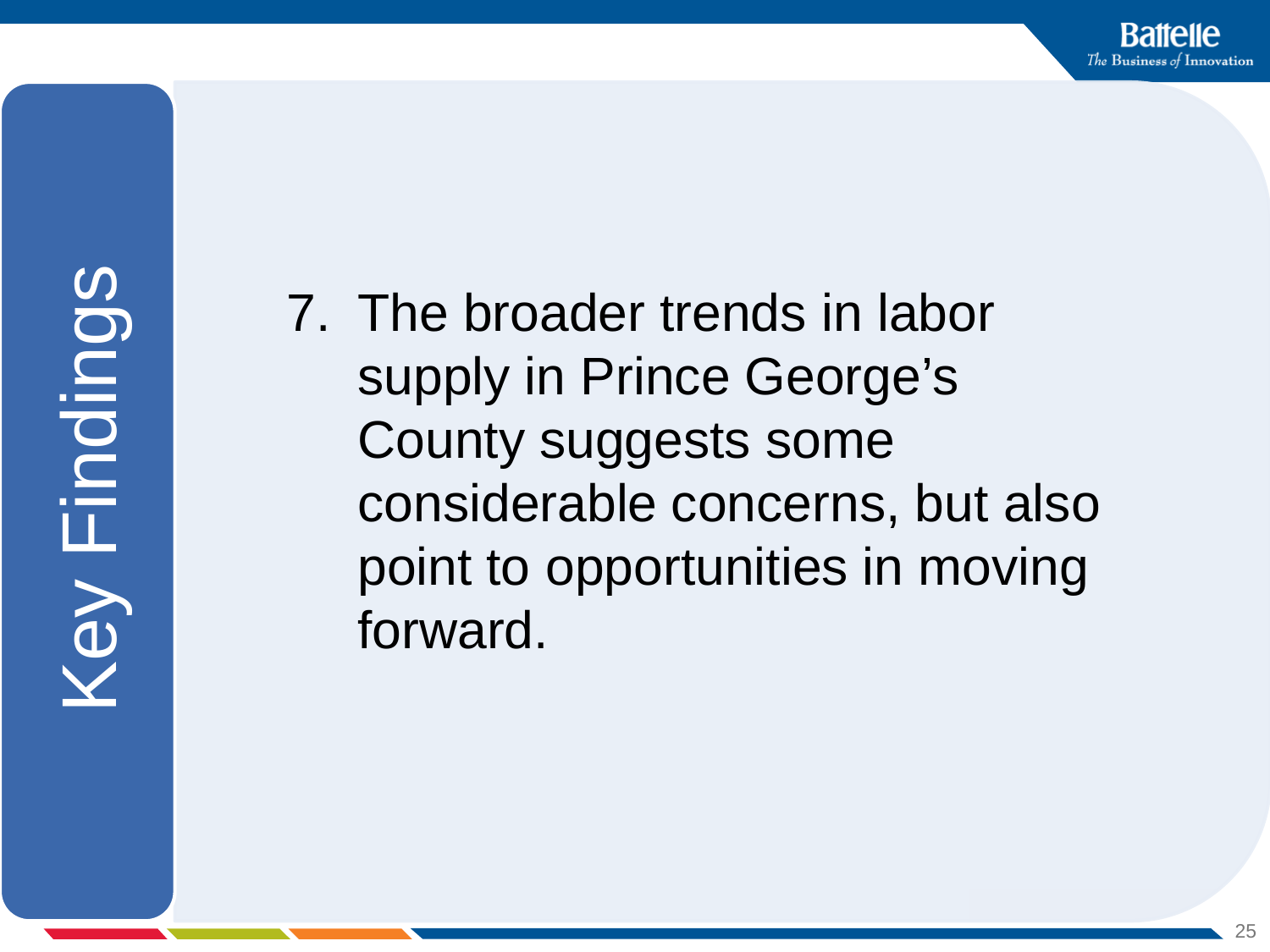# Key Findings

7. The broader trends in labor supply in Prince George's County suggests some considerable concerns, but also point to opportunities in moving forward.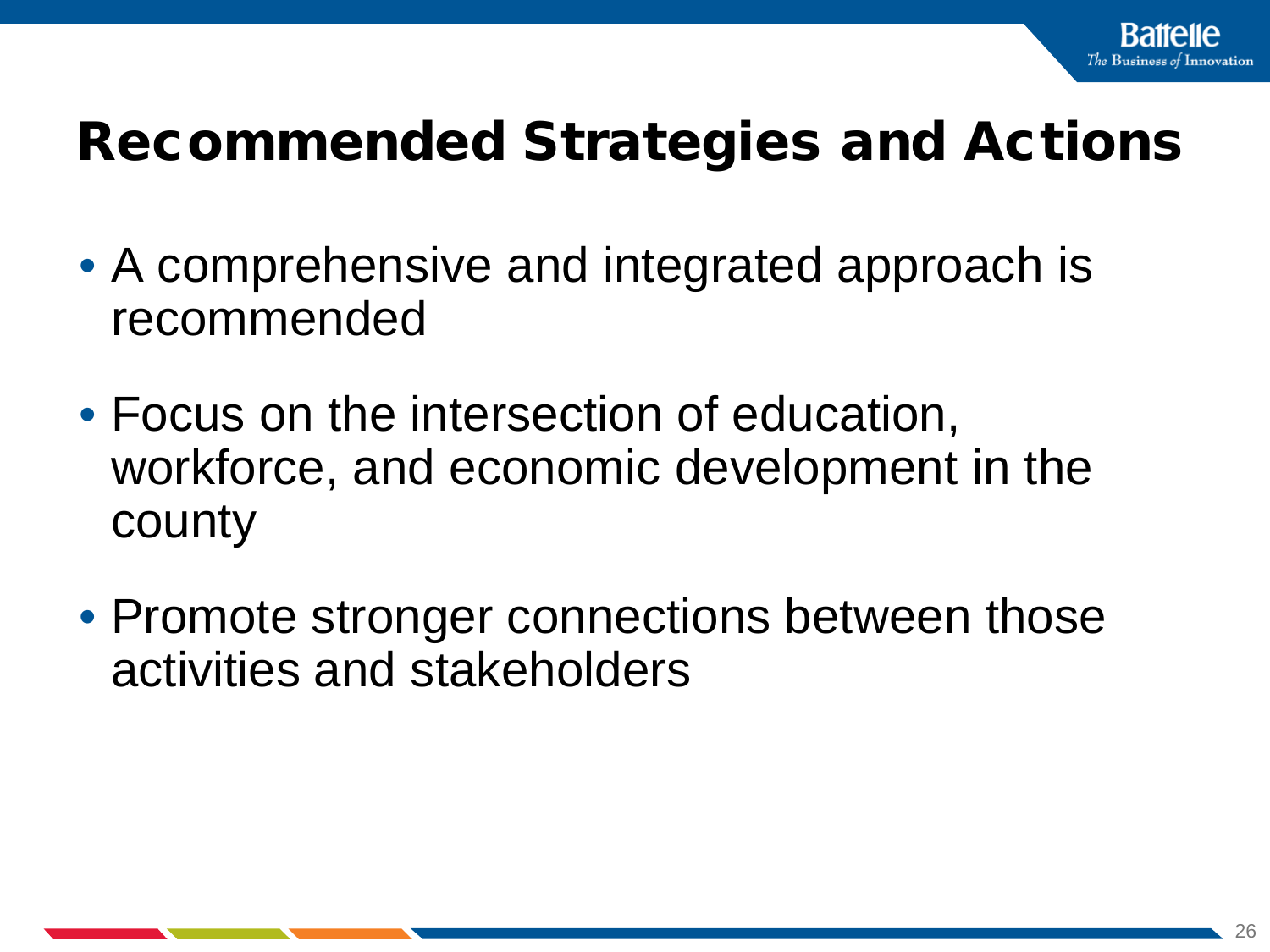# Recommended Strategies and Actions

- A comprehensive and integrated approach is recommended
- Focus on the intersection of education, workforce, and economic development in the county
- Promote stronger connections between those activities and stakeholders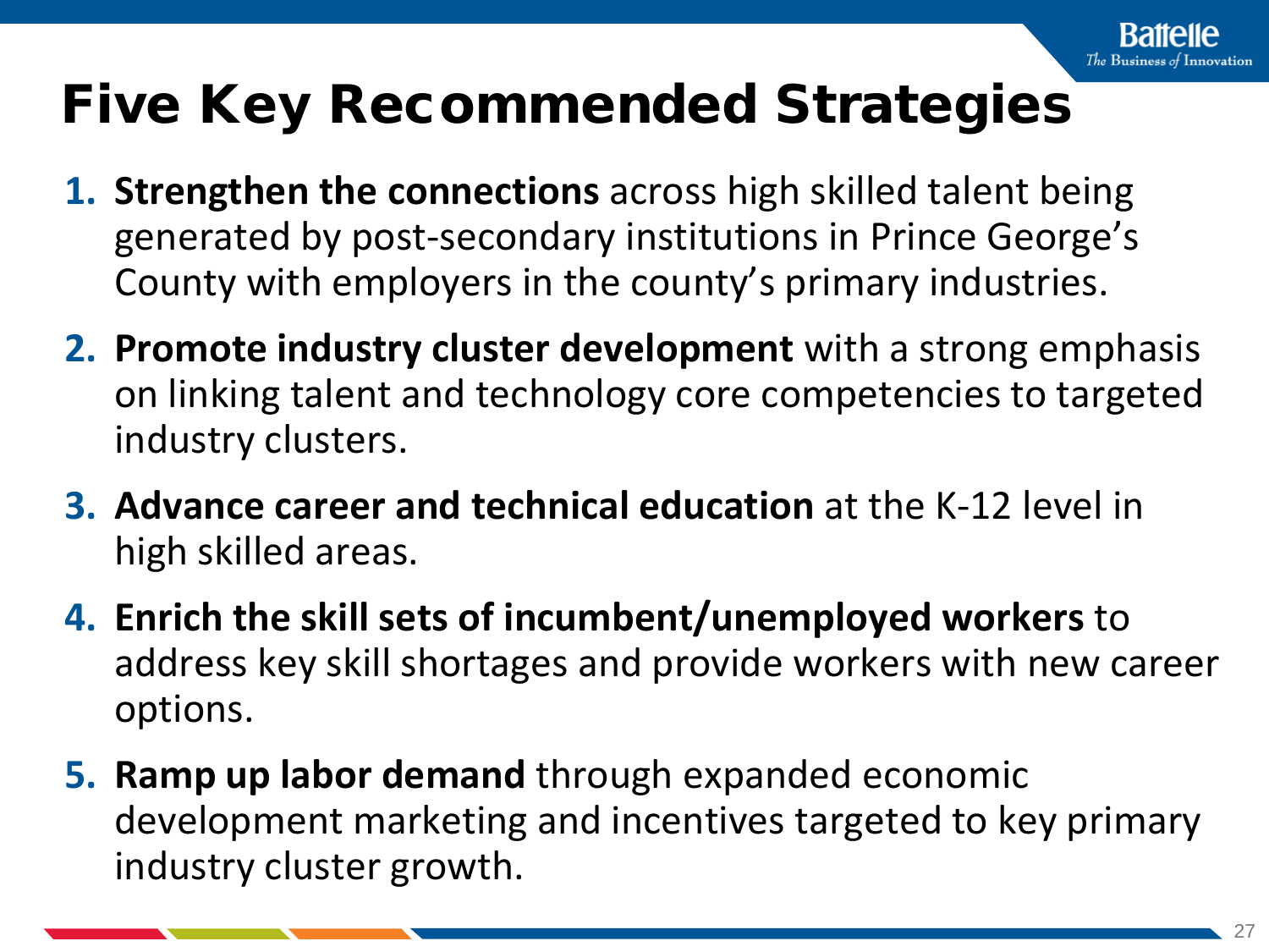# Five Key Recommended Strategies

1. **Strengthen the connections** across high skilled talent being generated by post-secondary institutions in Prince George's County with employers in the county's primary industries.
2. **Promote industry cluster development** with a strong emphasis on linking talent and technology core competencies to targeted industry clusters.
3. **Advance career and technical education** at the K-12 level in high skilled areas.
4. **Enrich the skill sets of incumbent/unemployed workers** to address key skill shortages and provide workers with new career options.
5. **Ramp up labor demand** through expanded economic development marketing and incentives targeted to key primary industry cluster growth.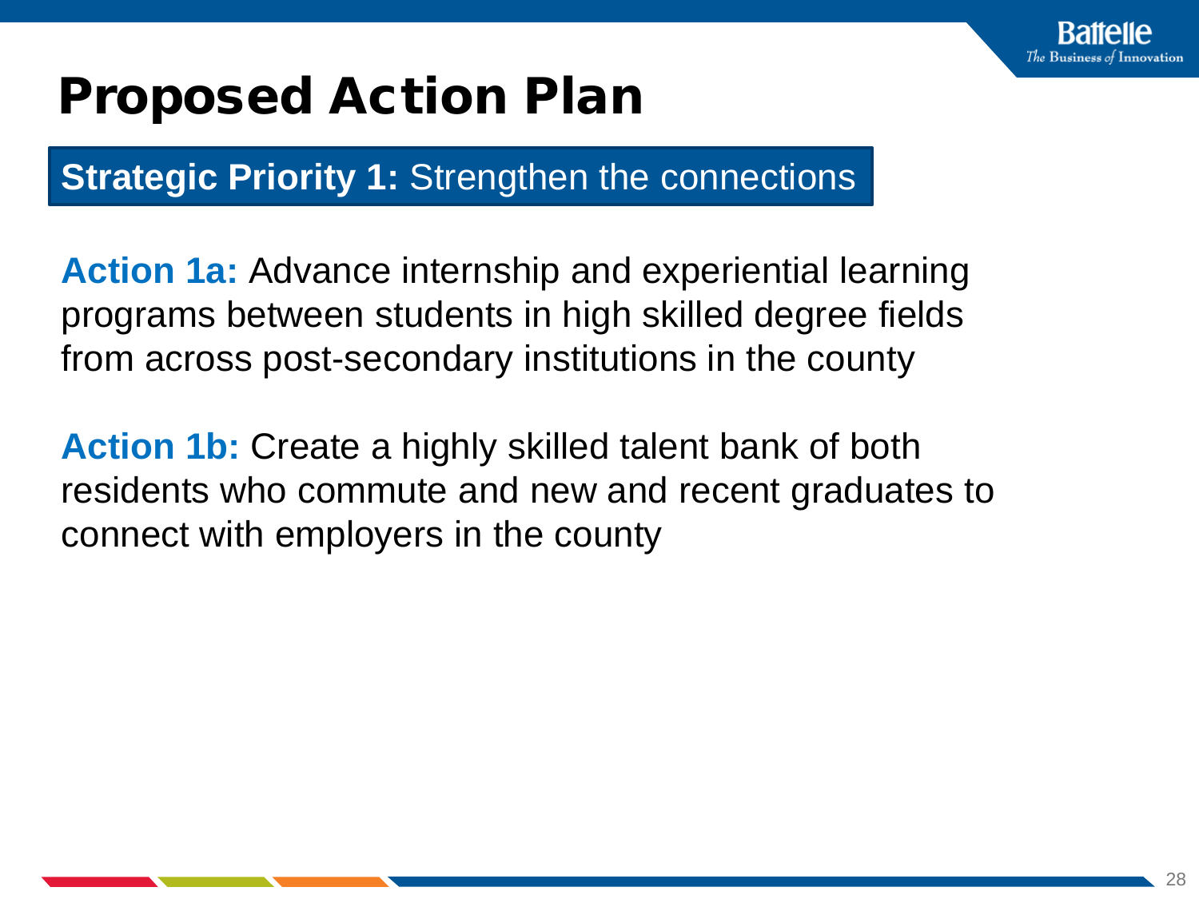# Proposed Action Plan

**Strategic Priority 1:** Strengthen the connections

**Action 1a:** Advance internship and experiential learning programs between students in high skilled degree fields from across post-secondary institutions in the county

**Action 1b:** Create a highly skilled talent bank of both residents who commute and new and recent graduates to connect with employers in the county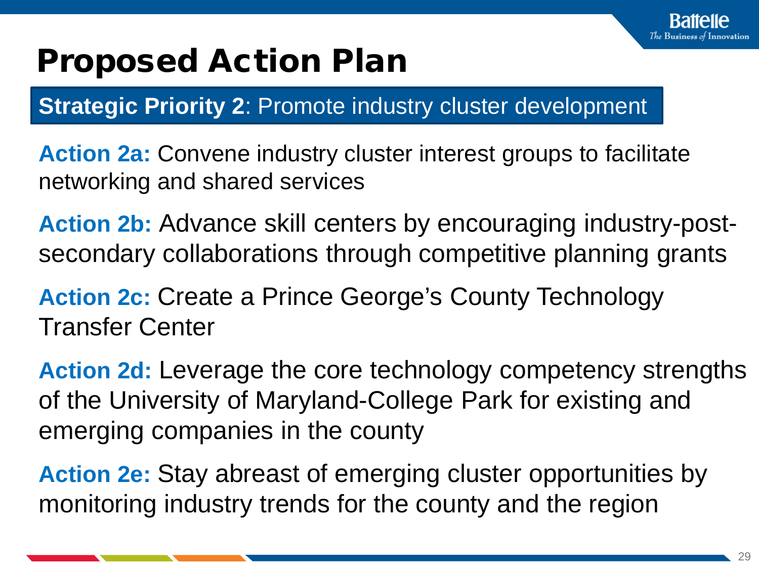# Proposed Action Plan

**Strategic Priority 2**: Promote industry cluster development

**Action 2a:** Convene industry cluster interest groups to facilitate networking and shared services

**Action 2b:** Advance skill centers by encouraging industry-post-secondary collaborations through competitive planning grants

**Action 2c:** Create a Prince George's County Technology Transfer Center

**Action 2d:** Leverage the core technology competency strengths of the University of Maryland-College Park for existing and emerging companies in the county

**Action 2e:** Stay abreast of emerging cluster opportunities by monitoring industry trends for the county and the region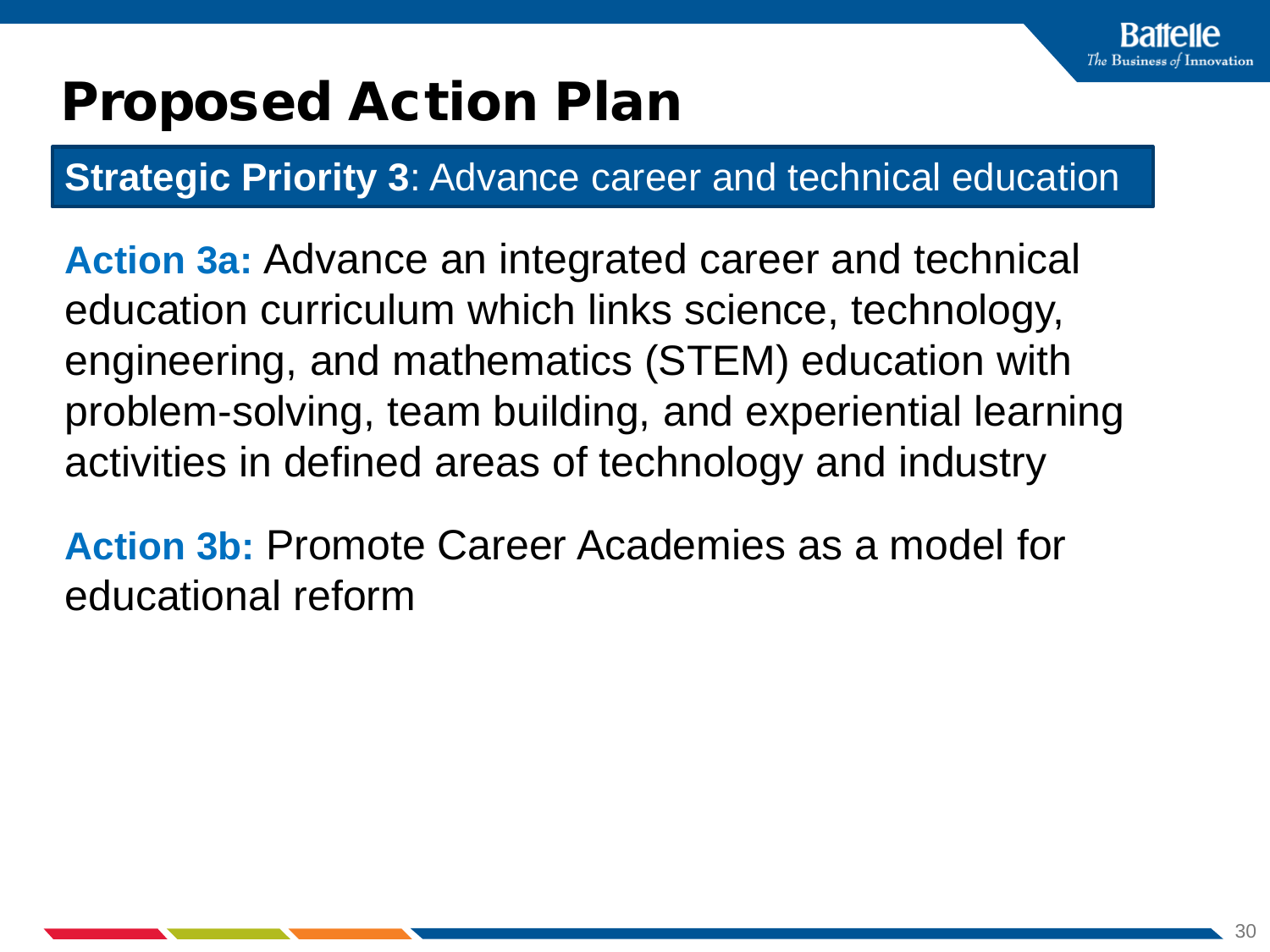# Proposed Action Plan

**Strategic Priority 3**: Advance career and technical education

**Action 3a:** Advance an integrated career and technical education curriculum which links science, technology, engineering, and mathematics (STEM) education with problem-solving, team building, and experiential learning activities in defined areas of technology and industry

**Action 3b:** Promote Career Academies as a model for educational reform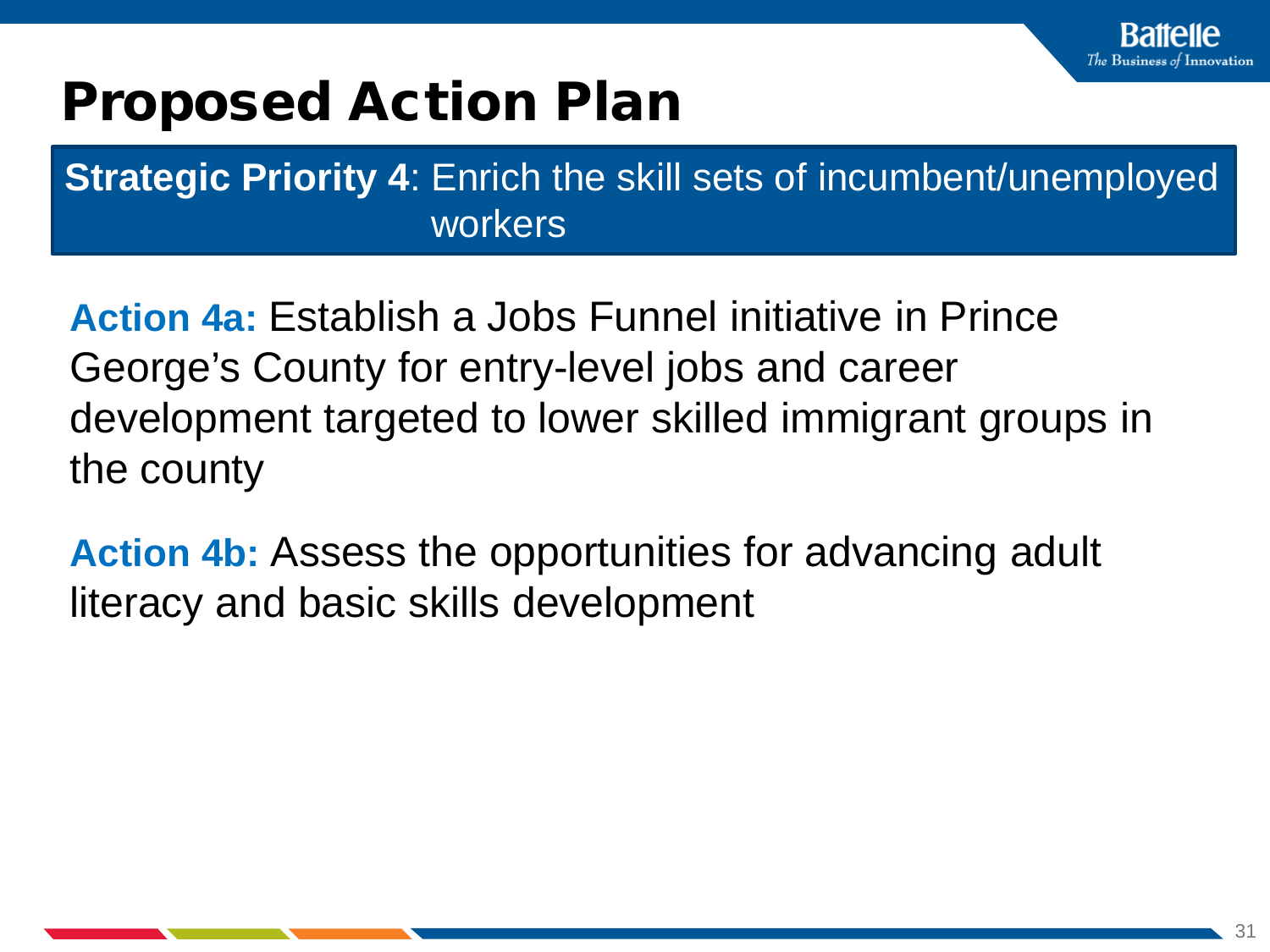# Proposed Action Plan

**Strategic Priority 4**: Enrich the skill sets of incumbent/unemployed workers

**Action 4a:** Establish a Jobs Funnel initiative in Prince George's County for entry-level jobs and career development targeted to lower skilled immigrant groups in the county

**Action 4b:** Assess the opportunities for advancing adult literacy and basic skills development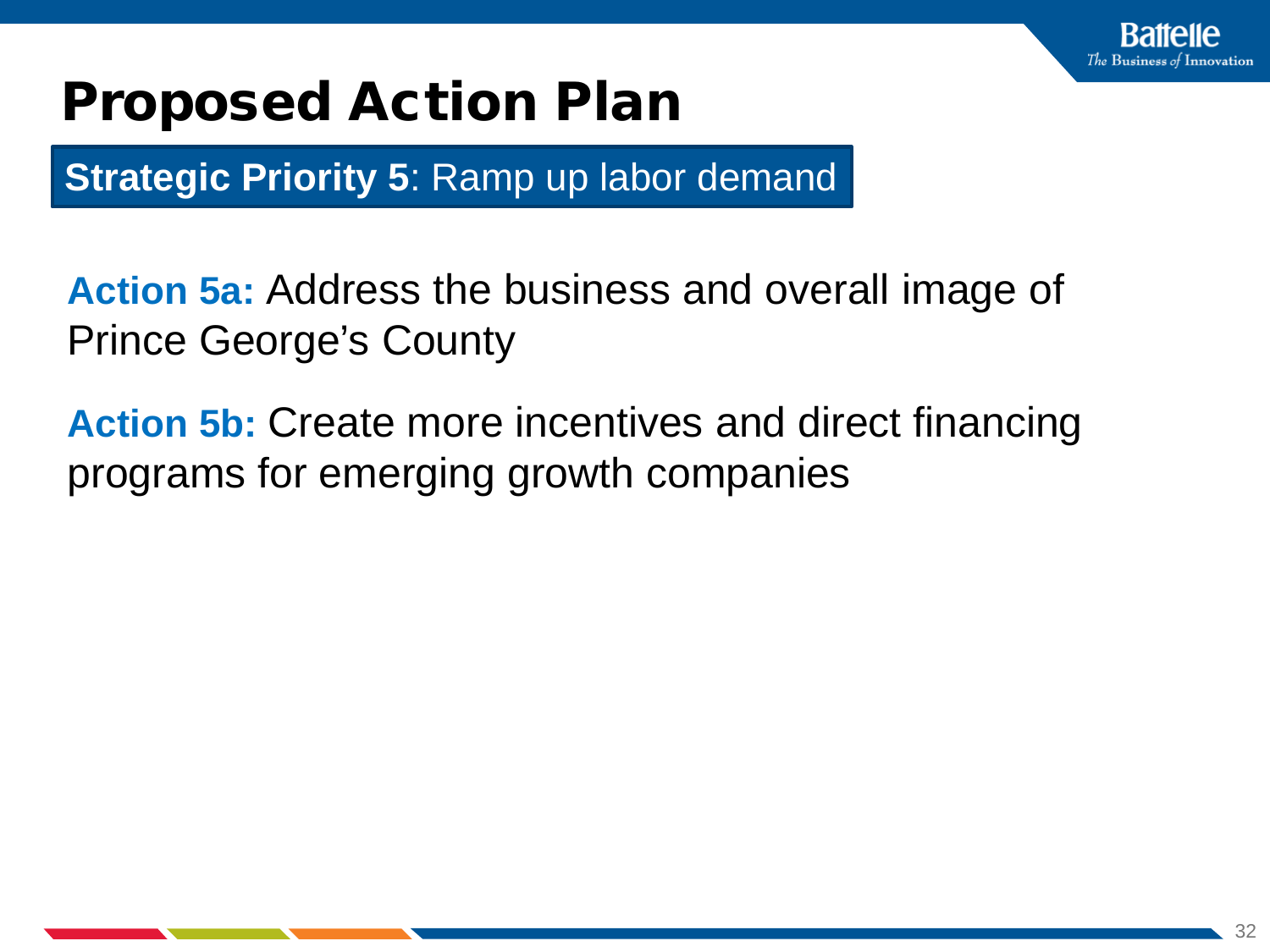# Proposed Action Plan

**Strategic Priority 5**: Ramp up labor demand

**Action 5a:** Address the business and overall image of Prince George's County

**Action 5b:** Create more incentives and direct financing programs for emerging growth companies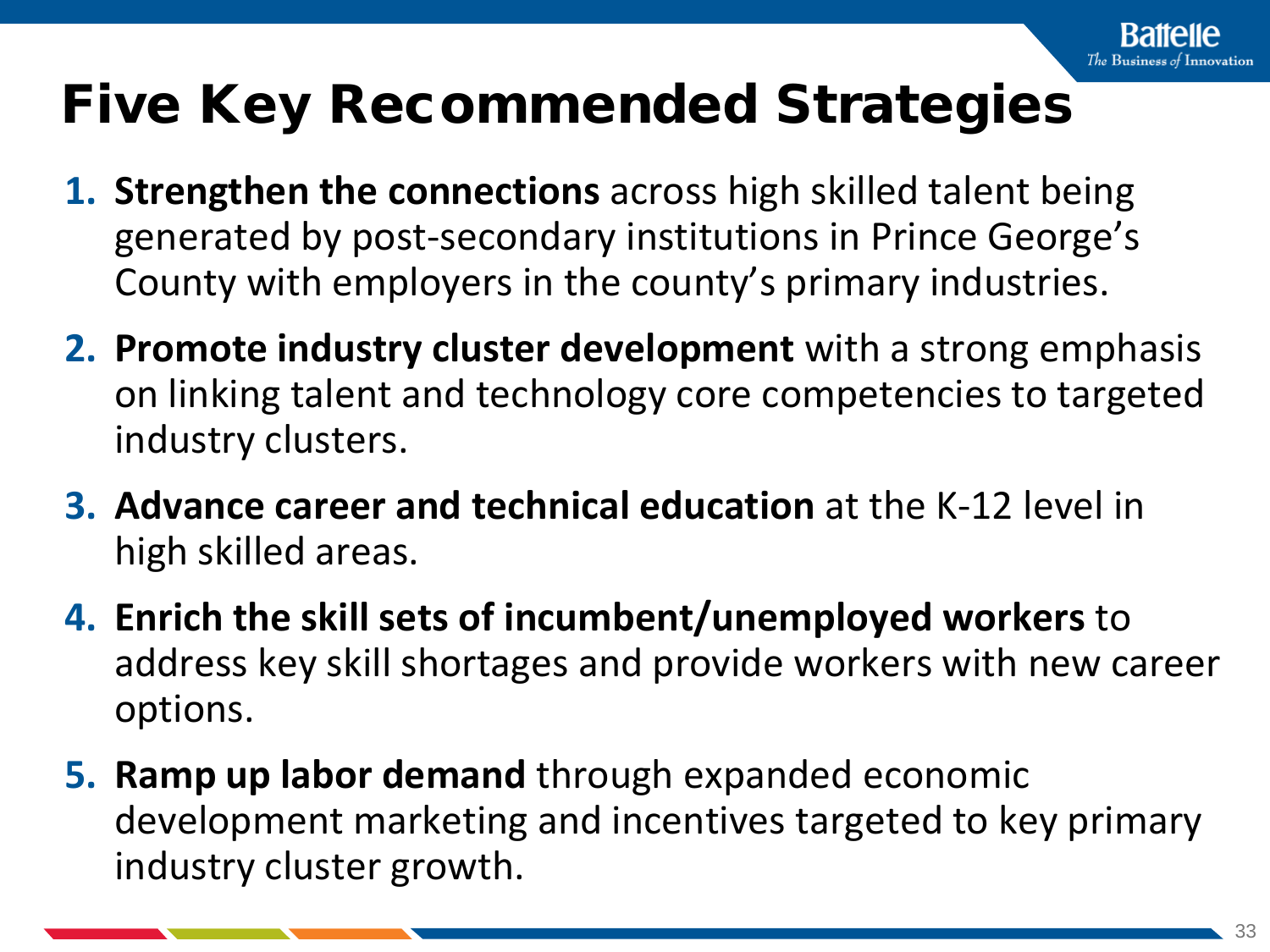# Five Key Recommended Strategies

1. **Strengthen the connections** across high skilled talent being generated by post-secondary institutions in Prince George's County with employers in the county's primary industries.
2. **Promote industry cluster development** with a strong emphasis on linking talent and technology core competencies to targeted industry clusters.
3. **Advance career and technical education** at the K-12 level in high skilled areas.
4. **Enrich the skill sets of incumbent/unemployed workers** to address key skill shortages and provide workers with new career options.
5. **Ramp up labor demand** through expanded economic development marketing and incentives targeted to key primary industry cluster growth.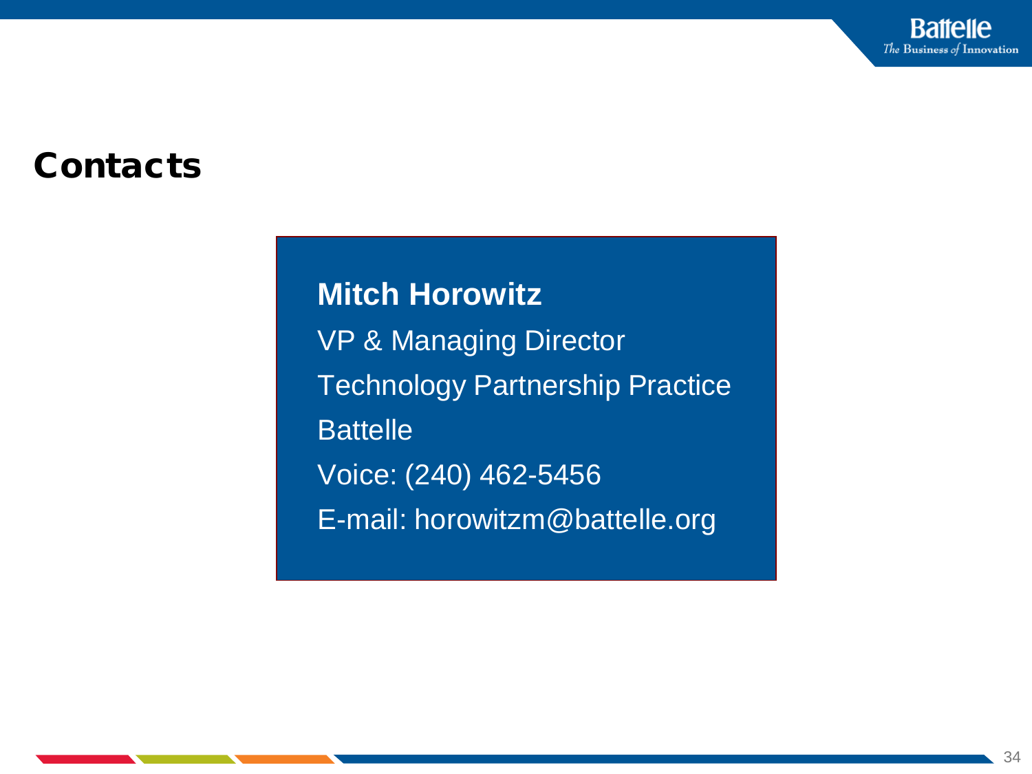# Contacts

**Mitch Horowitz**

VP & Managing Director

Technology Partnership Practice

Battelle

Voice: (240) 462-5456

E-mail: horowitzm@battelle.org